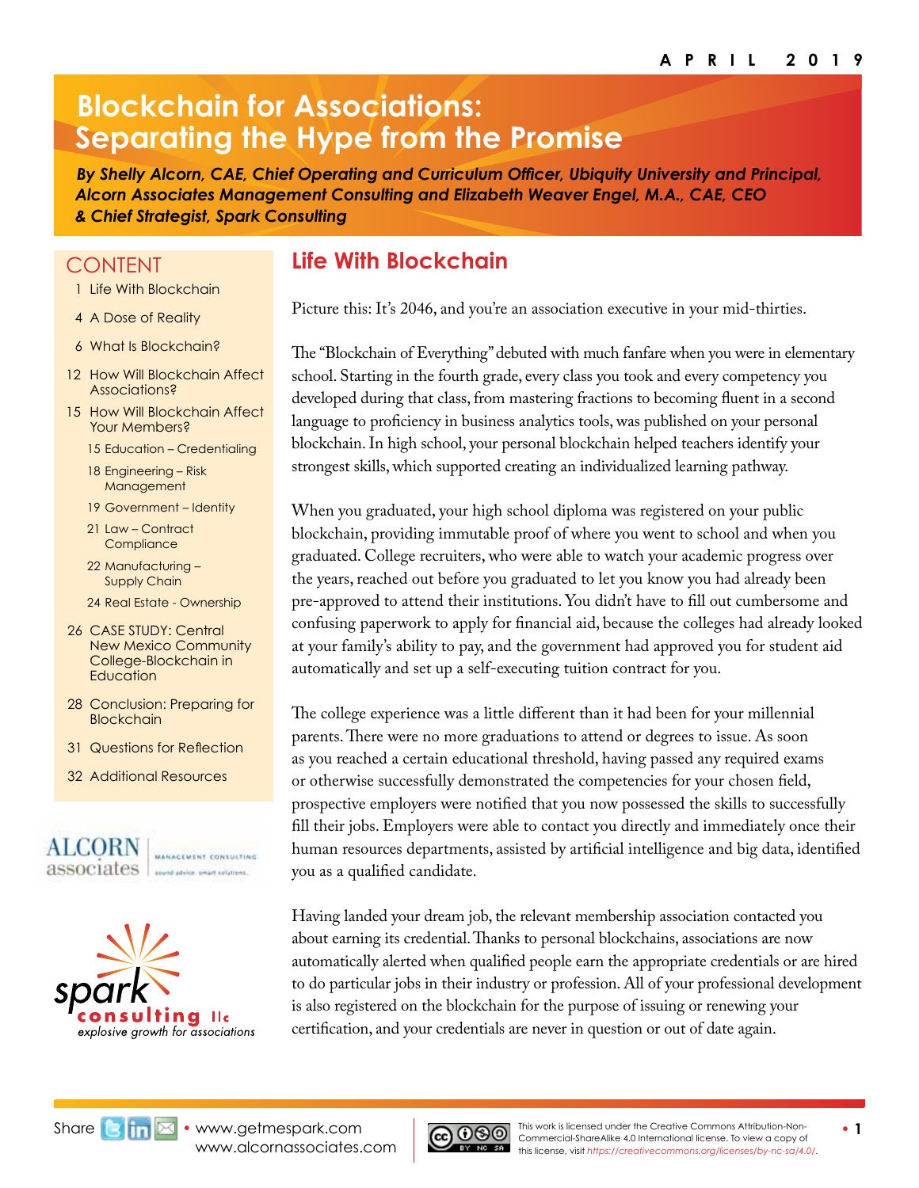APRIL 2019

# Blockchain for Associations: Separating the Hype from the Promise

***By Shelly Alcorn, CAE, Chief Operating and Curriculum Officer, Ubiquity University and Principal, Alcorn Associates Management Consulting and Elizabeth Weaver Engel, M.A., CAE, CEO & Chief Strategist, Spark Consulting***

## CONTENT

- 1 Life With Blockchain
- 4 A Dose of Reality
- 6 What Is Blockchain?
- 12 How Will Blockchain Affect Associations?
- 15 How Will Blockchain Affect Your Members?
  - 15 Education – Credentialing
  - 18 Engineering – Risk Management
  - 19 Government – Identity
  - 21 Law – Contract Compliance
  - 22 Manufacturing – Supply Chain
  - 24 Real Estate - Ownership
- 26 CASE STUDY: Central New Mexico Community College-Blockchain in Education
- 28 Conclusion: Preparing for Blockchain
- 31 Questions for Reflection
- 32 Additional Resources

ALCORN associates | MANAGEMENT CONSULTING | sound advice. smart solutions.

spark consulting llc — explosive growth for associations

## Life With Blockchain

Picture this: It's 2046, and you're an association executive in your mid-thirties.

The "Blockchain of Everything" debuted with much fanfare when you were in elementary school. Starting in the fourth grade, every class you took and every competency you developed during that class, from mastering fractions to becoming fluent in a second language to proficiency in business analytics tools, was published on your personal blockchain. In high school, your personal blockchain helped teachers identify your strongest skills, which supported creating an individualized learning pathway.

When you graduated, your high school diploma was registered on your public blockchain, providing immutable proof of where you went to school and when you graduated. College recruiters, who were able to watch your academic progress over the years, reached out before you graduated to let you know you had already been pre-approved to attend their institutions. You didn't have to fill out cumbersome and confusing paperwork to apply for financial aid, because the colleges had already looked at your family's ability to pay, and the government had approved you for student aid automatically and set up a self-executing tuition contract for you.

The college experience was a little different than it had been for your millennial parents. There were no more graduations to attend or degrees to issue. As soon as you reached a certain educational threshold, having passed any required exams or otherwise successfully demonstrated the competencies for your chosen field, prospective employers were notified that you now possessed the skills to successfully fill their jobs. Employers were able to contact you directly and immediately once their human resources departments, assisted by artificial intelligence and big data, identified you as a qualified candidate.

Having landed your dream job, the relevant membership association contacted you about earning its credential. Thanks to personal blockchains, associations are now automatically alerted when qualified people earn the appropriate credentials or are hired to do particular jobs in their industry or profession. All of your professional development is also registered on the blockchain for the purpose of issuing or renewing your certification, and your credentials are never in question or out of date again.

Share • www.getmespark.com www.alcornassociates.com

This work is licensed under the Creative Commons Attribution-Non-Commercial-ShareAlike 4.0 International license. To view a copy of this license, visit https://creativecommons.org/licenses/by-nc-sa/4.0/.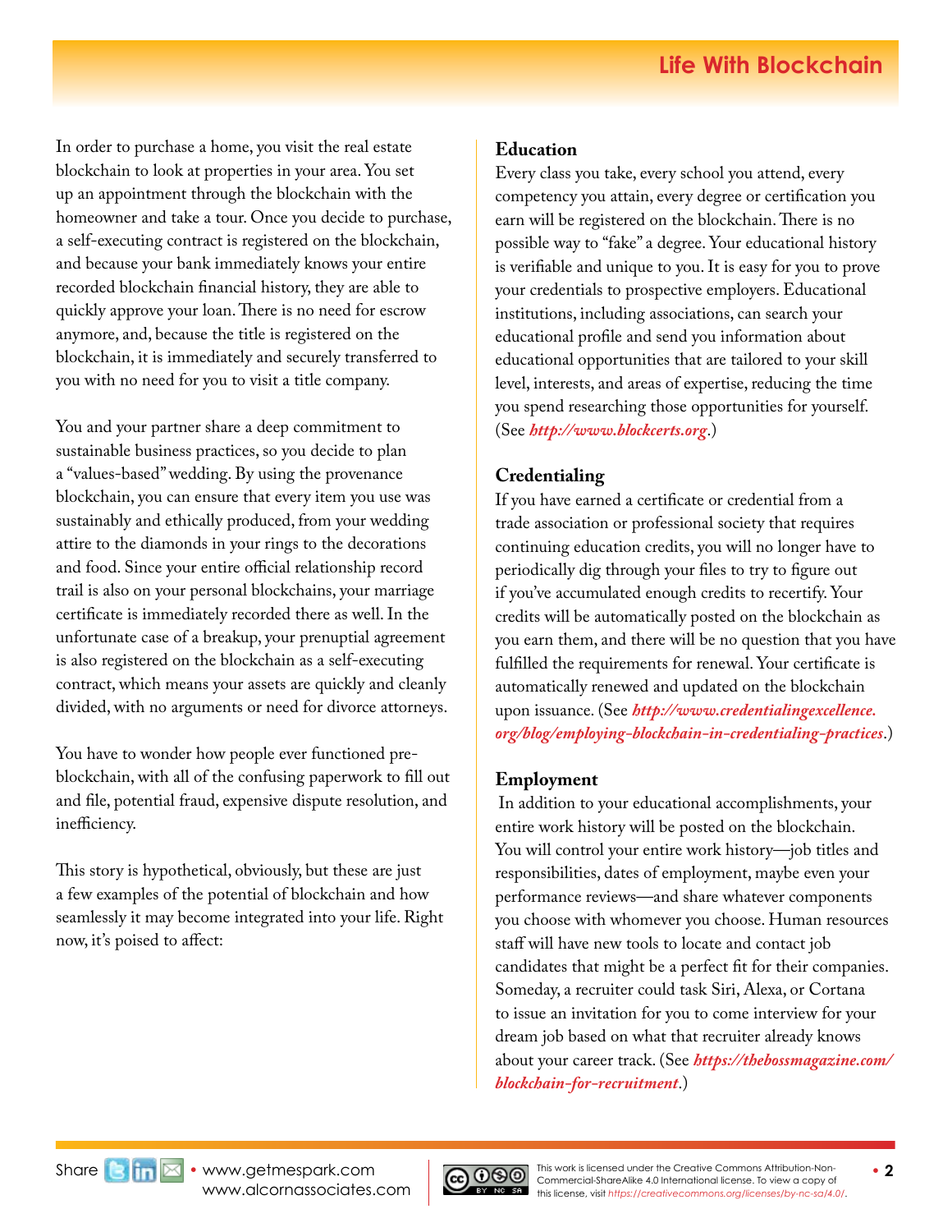In order to purchase a home, you visit the real estate blockchain to look at properties in your area. You set up an appointment through the blockchain with the homeowner and take a tour. Once you decide to purchase, a self-executing contract is registered on the blockchain, and because your bank immediately knows your entire recorded blockchain financial history, they are able to quickly approve your loan. There is no need for escrow anymore, and, because the title is registered on the blockchain, it is immediately and securely transferred to you with no need for you to visit a title company.

You and your partner share a deep commitment to sustainable business practices, so you decide to plan a "values-based" wedding. By using the provenance blockchain, you can ensure that every item you use was sustainably and ethically produced, from your wedding attire to the diamonds in your rings to the decorations and food. Since your entire official relationship record trail is also on your personal blockchains, your marriage certificate is immediately recorded there as well. In the unfortunate case of a breakup, your prenuptial agreement is also registered on the blockchain as a self-executing contract, which means your assets are quickly and cleanly divided, with no arguments or need for divorce attorneys.

You have to wonder how people ever functioned pre-blockchain, with all of the confusing paperwork to fill out and file, potential fraud, expensive dispute resolution, and inefficiency.

This story is hypothetical, obviously, but these are just a few examples of the potential of blockchain and how seamlessly it may become integrated into your life. Right now, it's poised to affect:

## Education

Every class you take, every school you attend, every competency you attain, every degree or certification you earn will be registered on the blockchain. There is no possible way to "fake" a degree. Your educational history is verifiable and unique to you. It is easy for you to prove your credentials to prospective employers. Educational institutions, including associations, can search your educational profile and send you information about educational opportunities that are tailored to your skill level, interests, and areas of expertise, reducing the time you spend researching those opportunities for yourself. (See ***http://www.blockcerts.org***.)

## Credentialing

If you have earned a certificate or credential from a trade association or professional society that requires continuing education credits, you will no longer have to periodically dig through your files to try to figure out if you've accumulated enough credits to recertify. Your credits will be automatically posted on the blockchain as you earn them, and there will be no question that you have fulfilled the requirements for renewal. Your certificate is automatically renewed and updated on the blockchain upon issuance. (See ***http://www.credentialingexcellence.org/blog/employing-blockchain-in-credentialing-practices***.)

## Employment

In addition to your educational accomplishments, your entire work history will be posted on the blockchain. You will control your entire work history—job titles and responsibilities, dates of employment, maybe even your performance reviews—and share whatever components you choose with whomever you choose. Human resources staff will have new tools to locate and contact job candidates that might be a perfect fit for their companies. Someday, a recruiter could task Siri, Alexa, or Cortana to issue an invitation for you to come interview for your dream job based on what that recruiter already knows about your career track. (See ***https://thebossmagazine.com/blockchain-for-recruitment***.)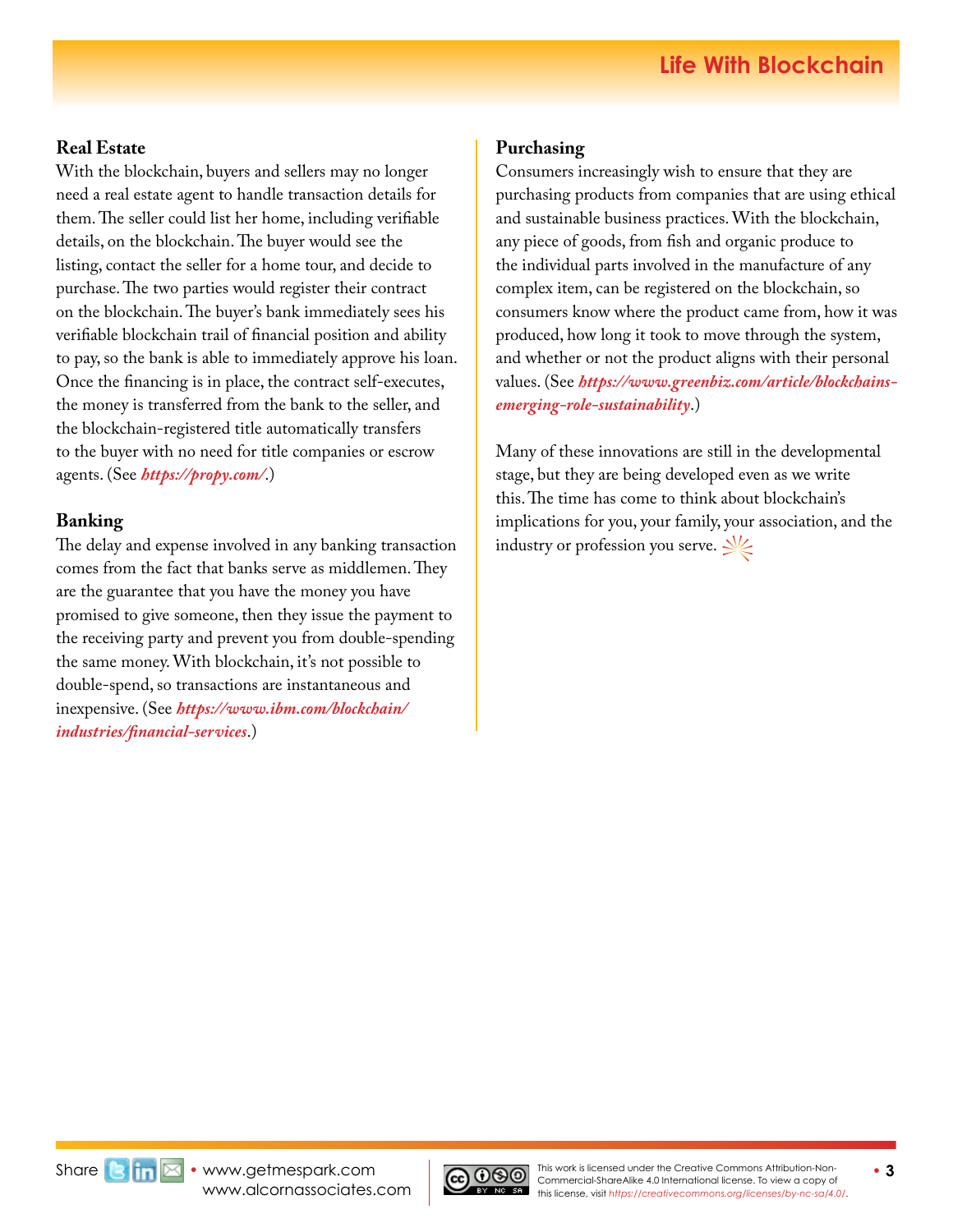### Real Estate

With the blockchain, buyers and sellers may no longer need a real estate agent to handle transaction details for them. The seller could list her home, including verifiable details, on the blockchain. The buyer would see the listing, contact the seller for a home tour, and decide to purchase. The two parties would register their contract on the blockchain. The buyer's bank immediately sees his verifiable blockchain trail of financial position and ability to pay, so the bank is able to immediately approve his loan. Once the financing is in place, the contract self-executes, the money is transferred from the bank to the seller, and the blockchain-registered title automatically transfers to the buyer with no need for title companies or escrow agents. (See ***https://propy.com/***.)

### Banking

The delay and expense involved in any banking transaction comes from the fact that banks serve as middlemen. They are the guarantee that you have the money you have promised to give someone, then they issue the payment to the receiving party and prevent you from double-spending the same money. With blockchain, it's not possible to double-spend, so transactions are instantaneous and inexpensive. (See ***https://www.ibm.com/blockchain/industries/financial-services***.)

### Purchasing

Consumers increasingly wish to ensure that they are purchasing products from companies that are using ethical and sustainable business practices. With the blockchain, any piece of goods, from fish and organic produce to the individual parts involved in the manufacture of any complex item, can be registered on the blockchain, so consumers know where the product came from, how it was produced, how long it took to move through the system, and whether or not the product aligns with their personal values. (See ***https://www.greenbiz.com/article/blockchains-emerging-role-sustainability***.)

Many of these innovations are still in the developmental stage, but they are being developed even as we write this. The time has come to think about blockchain's implications for you, your family, your association, and the industry or profession you serve.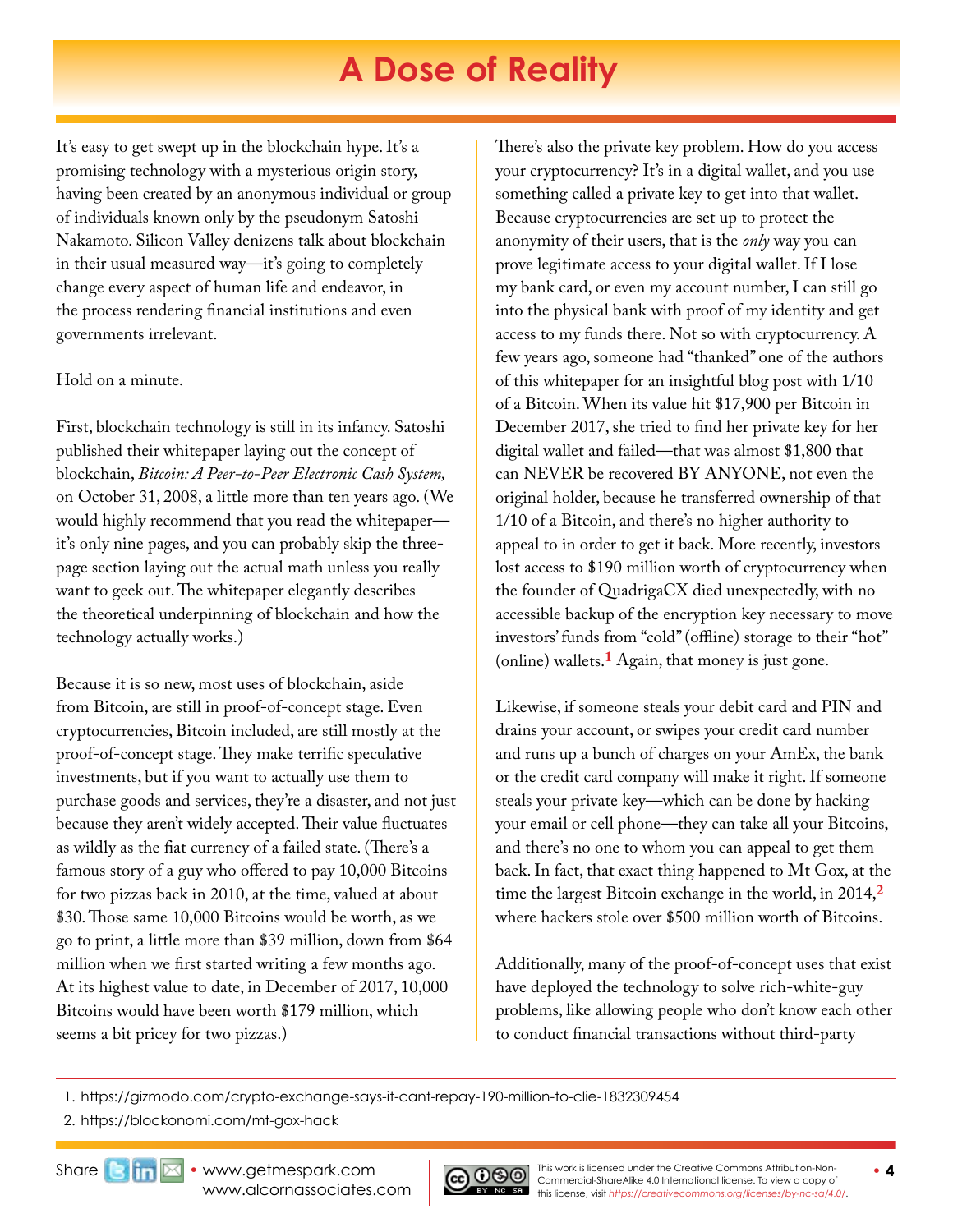# A Dose of Reality

It's easy to get swept up in the blockchain hype. It's a promising technology with a mysterious origin story, having been created by an anonymous individual or group of individuals known only by the pseudonym Satoshi Nakamoto. Silicon Valley denizens talk about blockchain in their usual measured way—it's going to completely change every aspect of human life and endeavor, in the process rendering financial institutions and even governments irrelevant.

Hold on a minute.

First, blockchain technology is still in its infancy. Satoshi published their whitepaper laying out the concept of blockchain, *Bitcoin: A Peer-to-Peer Electronic Cash System,* on October 31, 2008, a little more than ten years ago. (We would highly recommend that you read the whitepaper—it's only nine pages, and you can probably skip the three-page section laying out the actual math unless you really want to geek out. The whitepaper elegantly describes the theoretical underpinning of blockchain and how the technology actually works.)

Because it is so new, most uses of blockchain, aside from Bitcoin, are still in proof-of-concept stage. Even cryptocurrencies, Bitcoin included, are still mostly at the proof-of-concept stage. They make terrific speculative investments, but if you want to actually use them to purchase goods and services, they're a disaster, and not just because they aren't widely accepted. Their value fluctuates as wildly as the fiat currency of a failed state. (There's a famous story of a guy who offered to pay 10,000 Bitcoins for two pizzas back in 2010, at the time, valued at about $30. Those same 10,000 Bitcoins would be worth, as we go to print, a little more than $39 million, down from $64 million when we first started writing a few months ago. At its highest value to date, in December of 2017, 10,000 Bitcoins would have been worth $179 million, which seems a bit pricey for two pizzas.)

There's also the private key problem. How do you access your cryptocurrency? It's in a digital wallet, and you use something called a private key to get into that wallet. Because cryptocurrencies are set up to protect the anonymity of their users, that is the *only* way you can prove legitimate access to your digital wallet. If I lose my bank card, or even my account number, I can still go into the physical bank with proof of my identity and get access to my funds there. Not so with cryptocurrency. A few years ago, someone had "thanked" one of the authors of this whitepaper for an insightful blog post with 1/10 of a Bitcoin. When its value hit $17,900 per Bitcoin in December 2017, she tried to find her private key for her digital wallet and failed—that was almost $1,800 that can NEVER be recovered BY ANYONE, not even the original holder, because he transferred ownership of that 1/10 of a Bitcoin, and there's no higher authority to appeal to in order to get it back. More recently, investors lost access to $190 million worth of cryptocurrency when the founder of QuadrigaCX died unexpectedly, with no accessible backup of the encryption key necessary to move investors' funds from "cold" (offline) storage to their "hot" (online) wallets.[1] Again, that money is just gone.

Likewise, if someone steals your debit card and PIN and drains your account, or swipes your credit card number and runs up a bunch of charges on your AmEx, the bank or the credit card company will make it right. If someone steals your private key—which can be done by hacking your email or cell phone—they can take all your Bitcoins, and there's no one to whom you can appeal to get them back. In fact, that exact thing happened to Mt Gox, at the time the largest Bitcoin exchange in the world, in 2014,[2] where hackers stole over $500 million worth of Bitcoins.

Additionally, many of the proof-of-concept uses that exist have deployed the technology to solve rich-white-guy problems, like allowing people who don't know each other to conduct financial transactions without third-party

---

1. https://gizmodo.com/crypto-exchange-says-it-cant-repay-190-million-to-clie-1832309454
2. https://blockonomi.com/mt-gox-hack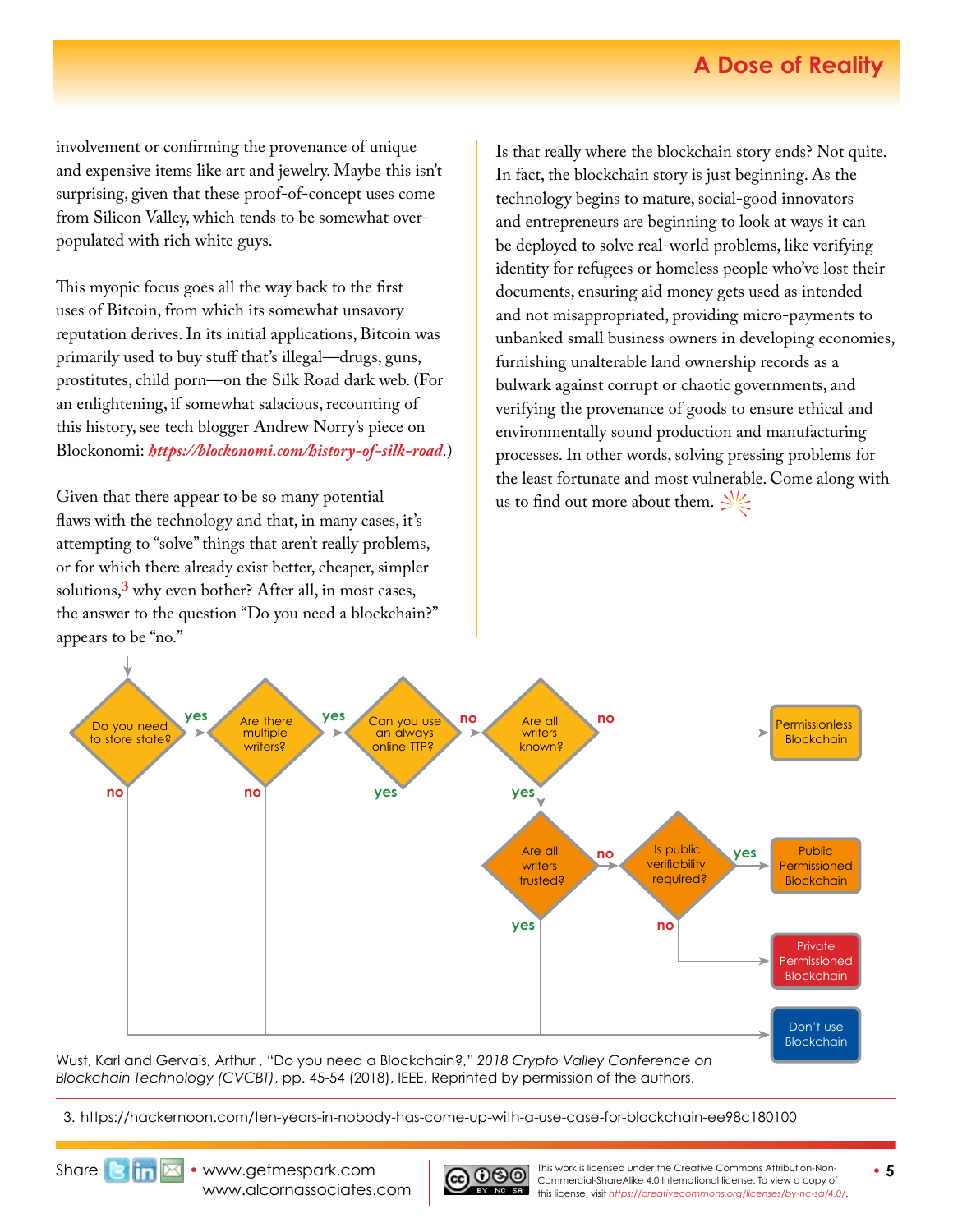involvement or confirming the provenance of unique and expensive items like art and jewelry. Maybe this isn't surprising, given that these proof-of-concept uses come from Silicon Valley, which tends to be somewhat over-populated with rich white guys.

This myopic focus goes all the way back to the first uses of Bitcoin, from which its somewhat unsavory reputation derives. In its initial applications, Bitcoin was primarily used to buy stuff that's illegal—drugs, guns, prostitutes, child porn—on the Silk Road dark web. (For an enlightening, if somewhat salacious, recounting of this history, see tech blogger Andrew Norry's piece on Blockonomi: *https://blockonomi.com/history-of-silk-road*.)

Given that there appear to be so many potential flaws with the technology and that, in many cases, it's attempting to "solve" things that aren't really problems, or for which there already exist better, cheaper, simpler solutions,[3] why even bother? After all, in most cases, the answer to the question "Do you need a blockchain?" appears to be "no."

Is that really where the blockchain story ends? Not quite. In fact, the blockchain story is just beginning. As the technology begins to mature, social-good innovators and entrepreneurs are beginning to look at ways it can be deployed to solve real-world problems, like verifying identity for refugees or homeless people who've lost their documents, ensuring aid money gets used as intended and not misappropriated, providing micro-payments to unbanked small business owners in developing economies, furnishing unalterable land ownership records as a bulwark against corrupt or chaotic governments, and verifying the provenance of goods to ensure ethical and environmentally sound production and manufacturing processes. In other words, solving pressing problems for the least fortunate and most vulnerable. Come along with us to find out more about them.

- Do you need to store state?
  - no → Don't use Blockchain
  - yes → Are there multiple writers?
    - no → Don't use Blockchain
    - yes → Can you use an always online TTP?
      - yes → Don't use Blockchain
      - no → Are all writers known?
        - no → Permissionless Blockchain
        - yes → Are all writers trusted?
          - yes → Don't use Blockchain
          - no → Is public verifiability required?
            - yes → Public Permissioned Blockchain
            - no → Private Permissioned Blockchain

Wust, Karl and Gervais, Arthur , "Do you need a Blockchain?," *2018 Crypto Valley Conference on Blockchain Technology (CVCBT)*, pp. 45-54 (2018), IEEE. Reprinted by permission of the authors.

3. https://hackernoon.com/ten-years-in-nobody-has-come-up-with-a-use-case-for-blockchain-ee98c180100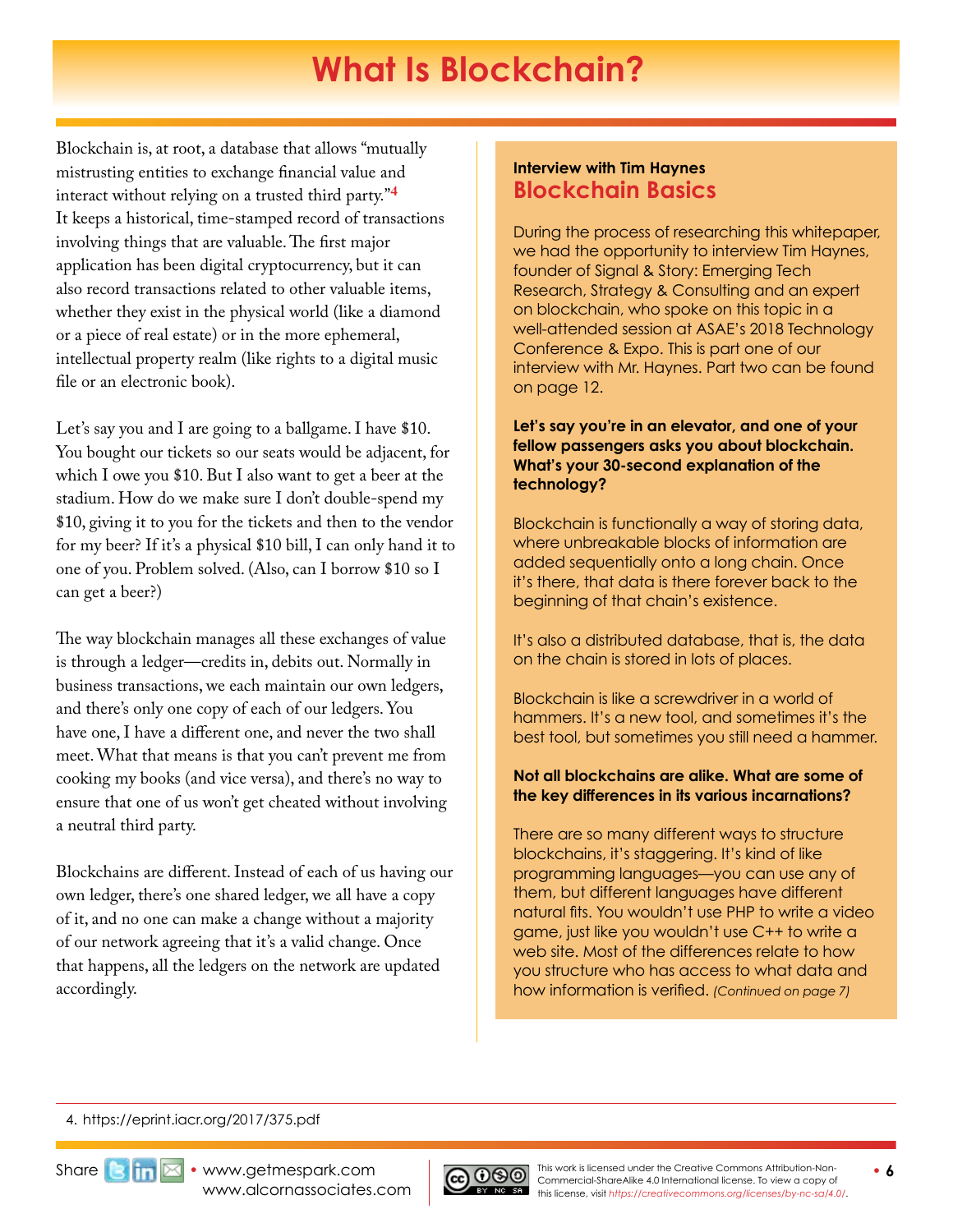# What Is Blockchain?

Blockchain is, at root, a database that allows "mutually mistrusting entities to exchange financial value and interact without relying on a trusted third party."[4] It keeps a historical, time-stamped record of transactions involving things that are valuable. The first major application has been digital cryptocurrency, but it can also record transactions related to other valuable items, whether they exist in the physical world (like a diamond or a piece of real estate) or in the more ephemeral, intellectual property realm (like rights to a digital music file or an electronic book).

Let's say you and I are going to a ballgame. I have $10. You bought our tickets so our seats would be adjacent, for which I owe you $10. But I also want to get a beer at the stadium. How do we make sure I don't double-spend my $10, giving it to you for the tickets and then to the vendor for my beer? If it's a physical $10 bill, I can only hand it to one of you. Problem solved. (Also, can I borrow $10 so I can get a beer?)

The way blockchain manages all these exchanges of value is through a ledger—credits in, debits out. Normally in business transactions, we each maintain our own ledgers, and there's only one copy of each of our ledgers. You have one, I have a different one, and never the two shall meet. What that means is that you can't prevent me from cooking my books (and vice versa), and there's no way to ensure that one of us won't get cheated without involving a neutral third party.

Blockchains are different. Instead of each of us having our own ledger, there's one shared ledger, we all have a copy of it, and no one can make a change without a majority of our network agreeing that it's a valid change. Once that happens, all the ledgers on the network are updated accordingly.

**Interview with Tim Haynes**

## Blockchain Basics

During the process of researching this whitepaper, we had the opportunity to interview Tim Haynes, founder of Signal & Story: Emerging Tech Research, Strategy & Consulting and an expert on blockchain, who spoke on this topic in a well-attended session at ASAE's 2018 Technology Conference & Expo. This is part one of our interview with Mr. Haynes. Part two can be found on page 12.

**Let's say you're in an elevator, and one of your fellow passengers asks you about blockchain. What's your 30-second explanation of the technology?**

Blockchain is functionally a way of storing data, where unbreakable blocks of information are added sequentially onto a long chain. Once it's there, that data is there forever back to the beginning of that chain's existence.

It's also a distributed database, that is, the data on the chain is stored in lots of places.

Blockchain is like a screwdriver in a world of hammers. It's a new tool, and sometimes it's the best tool, but sometimes you still need a hammer.

**Not all blockchains are alike. What are some of the key differences in its various incarnations?**

There are so many different ways to structure blockchains, it's staggering. It's kind of like programming languages—you can use any of them, but different languages have different natural fits. You wouldn't use PHP to write a video game, just like you wouldn't use C++ to write a web site. Most of the differences relate to how you structure who has access to what data and how information is verified. *(Continued on page 7)*

4. https://eprint.iacr.org/2017/375.pdf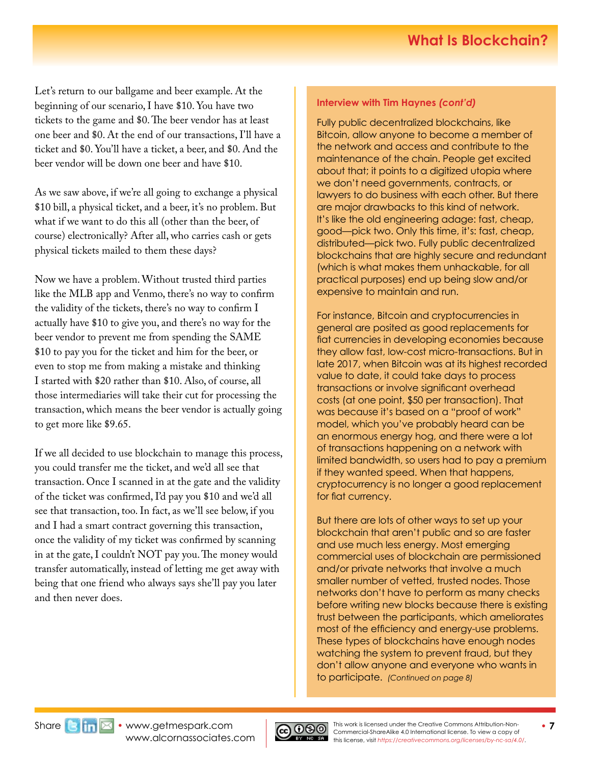Let's return to our ballgame and beer example. At the beginning of our scenario, I have $10. You have two tickets to the game and $0. The beer vendor has at least one beer and $0. At the end of our transactions, I'll have a ticket and $0. You'll have a ticket, a beer, and $0. And the beer vendor will be down one beer and have $10.

As we saw above, if we're all going to exchange a physical $10 bill, a physical ticket, and a beer, it's no problem. But what if we want to do this all (other than the beer, of course) electronically? After all, who carries cash or gets physical tickets mailed to them these days?

Now we have a problem. Without trusted third parties like the MLB app and Venmo, there's no way to confirm the validity of the tickets, there's no way to confirm I actually have $10 to give you, and there's no way for the beer vendor to prevent me from spending the SAME $10 to pay you for the ticket and him for the beer, or even to stop me from making a mistake and thinking I started with $20 rather than $10. Also, of course, all those intermediaries will take their cut for processing the transaction, which means the beer vendor is actually going to get more like $9.65.

If we all decided to use blockchain to manage this process, you could transfer me the ticket, and we'd all see that transaction. Once I scanned in at the gate and the validity of the ticket was confirmed, I'd pay you $10 and we'd all see that transaction, too. In fact, as we'll see below, if you and I had a smart contract governing this transaction, once the validity of my ticket was confirmed by scanning in at the gate, I couldn't NOT pay you. The money would transfer automatically, instead of letting me get away with being that one friend who always says she'll pay you later and then never does.

### Interview with Tim Haynes *(cont'd)*

Fully public decentralized blockchains, like Bitcoin, allow anyone to become a member of the network and access and contribute to the maintenance of the chain. People get excited about that; it points to a digitized utopia where we don't need governments, contracts, or lawyers to do business with each other. But there are major drawbacks to this kind of network. It's like the old engineering adage: fast, cheap, good—pick two. Only this time, it's: fast, cheap, distributed—pick two. Fully public decentralized blockchains that are highly secure and redundant (which is what makes them unhackable, for all practical purposes) end up being slow and/or expensive to maintain and run.

For instance, Bitcoin and cryptocurrencies in general are posited as good replacements for fiat currencies in developing economies because they allow fast, low-cost micro-transactions. But in late 2017, when Bitcoin was at its highest recorded value to date, it could take days to process transactions or involve significant overhead costs (at one point, $50 per transaction). That was because it's based on a "proof of work" model, which you've probably heard can be an enormous energy hog, and there were a lot of transactions happening on a network with limited bandwidth, so users had to pay a premium if they wanted speed. When that happens, cryptocurrency is no longer a good replacement for fiat currency.

But there are lots of other ways to set up your blockchain that aren't public and so are faster and use much less energy. Most emerging commercial uses of blockchain are permissioned and/or private networks that involve a much smaller number of vetted, trusted nodes. Those networks don't have to perform as many checks before writing new blocks because there is existing trust between the participants, which ameliorates most of the efficiency and energy-use problems. These types of blockchains have enough nodes watching the system to prevent fraud, but they don't allow anyone and everyone who wants in to participate. *(Continued on page 8)*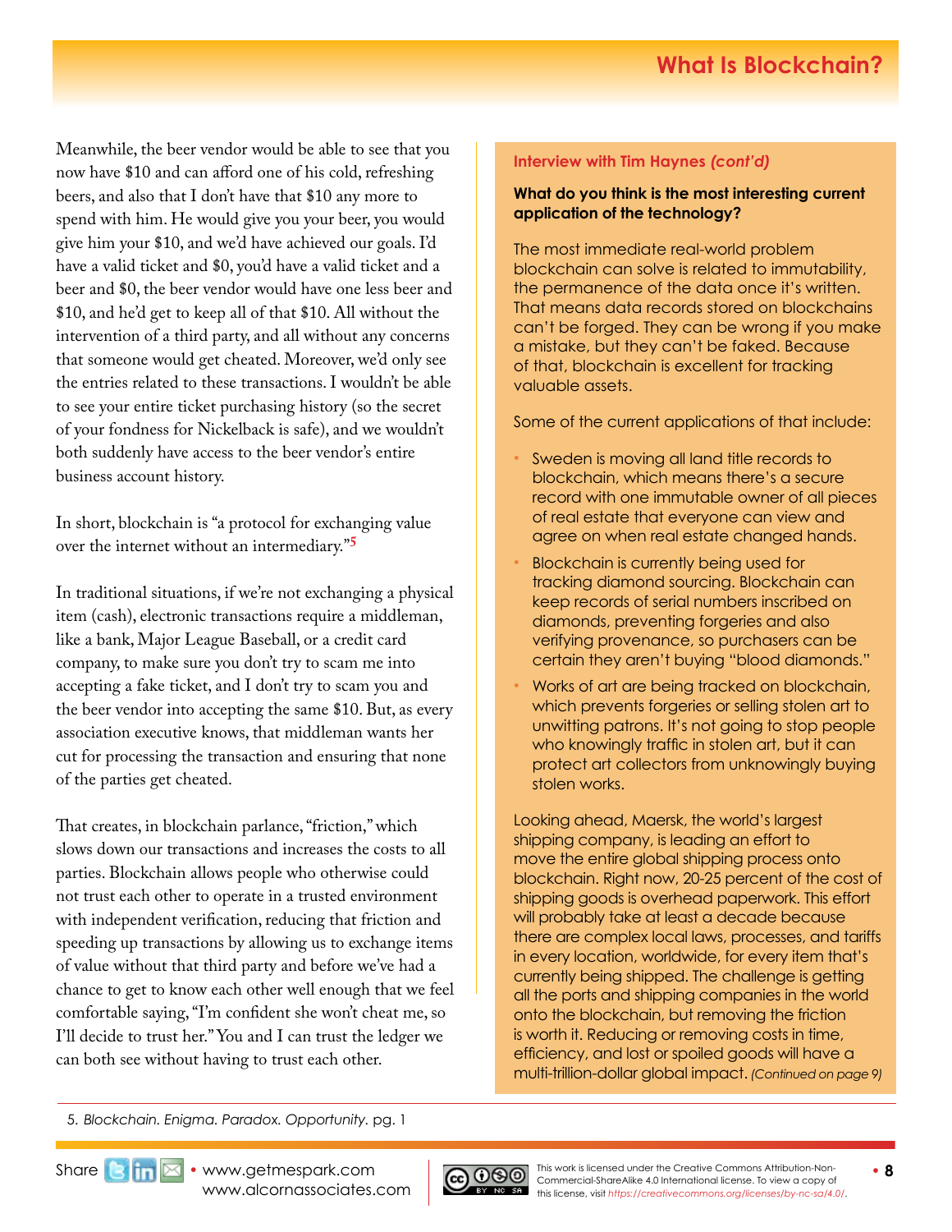Meanwhile, the beer vendor would be able to see that you now have $10 and can afford one of his cold, refreshing beers, and also that I don't have that $10 any more to spend with him. He would give you your beer, you would give him your $10, and we'd have achieved our goals. I'd have a valid ticket and $0, you'd have a valid ticket and a beer and $0, the beer vendor would have one less beer and $10, and he'd get to keep all of that $10. All without the intervention of a third party, and all without any concerns that someone would get cheated. Moreover, we'd only see the entries related to these transactions. I wouldn't be able to see your entire ticket purchasing history (so the secret of your fondness for Nickelback is safe), and we wouldn't both suddenly have access to the beer vendor's entire business account history.

In short, blockchain is "a protocol for exchanging value over the internet without an intermediary."[5]

In traditional situations, if we're not exchanging a physical item (cash), electronic transactions require a middleman, like a bank, Major League Baseball, or a credit card company, to make sure you don't try to scam me into accepting a fake ticket, and I don't try to scam you and the beer vendor into accepting the same $10. But, as every association executive knows, that middleman wants her cut for processing the transaction and ensuring that none of the parties get cheated.

That creates, in blockchain parlance, "friction," which slows down our transactions and increases the costs to all parties. Blockchain allows people who otherwise could not trust each other to operate in a trusted environment with independent verification, reducing that friction and speeding up transactions by allowing us to exchange items of value without that third party and before we've had a chance to get to know each other well enough that we feel comfortable saying, "I'm confident she won't cheat me, so I'll decide to trust her." You and I can trust the ledger we can both see without having to trust each other.

### Interview with Tim Haynes *(cont'd)*

**What do you think is the most interesting current application of the technology?**

The most immediate real-world problem blockchain can solve is related to immutability, the permanence of the data once it's written. That means data records stored on blockchains can't be forged. They can be wrong if you make a mistake, but they can't be faked. Because of that, blockchain is excellent for tracking valuable assets.

Some of the current applications of that include:

- Sweden is moving all land title records to blockchain, which means there's a secure record with one immutable owner of all pieces of real estate that everyone can view and agree on when real estate changed hands.
- Blockchain is currently being used for tracking diamond sourcing. Blockchain can keep records of serial numbers inscribed on diamonds, preventing forgeries and also verifying provenance, so purchasers can be certain they aren't buying "blood diamonds."
- Works of art are being tracked on blockchain, which prevents forgeries or selling stolen art to unwitting patrons. It's not going to stop people who knowingly traffic in stolen art, but it can protect art collectors from unknowingly buying stolen works.

Looking ahead, Maersk, the world's largest shipping company, is leading an effort to move the entire global shipping process onto blockchain. Right now, 20-25 percent of the cost of shipping goods is overhead paperwork. This effort will probably take at least a decade because there are complex local laws, processes, and tariffs in every location, worldwide, for every item that's currently being shipped. The challenge is getting all the ports and shipping companies in the world onto the blockchain, but removing the friction is worth it. Reducing or removing costs in time, efficiency, and lost or spoiled goods will have a multi-trillion-dollar global impact. *(Continued on page 9)*

---

5. *Blockchain. Enigma. Paradox. Opportunity.* pg. 1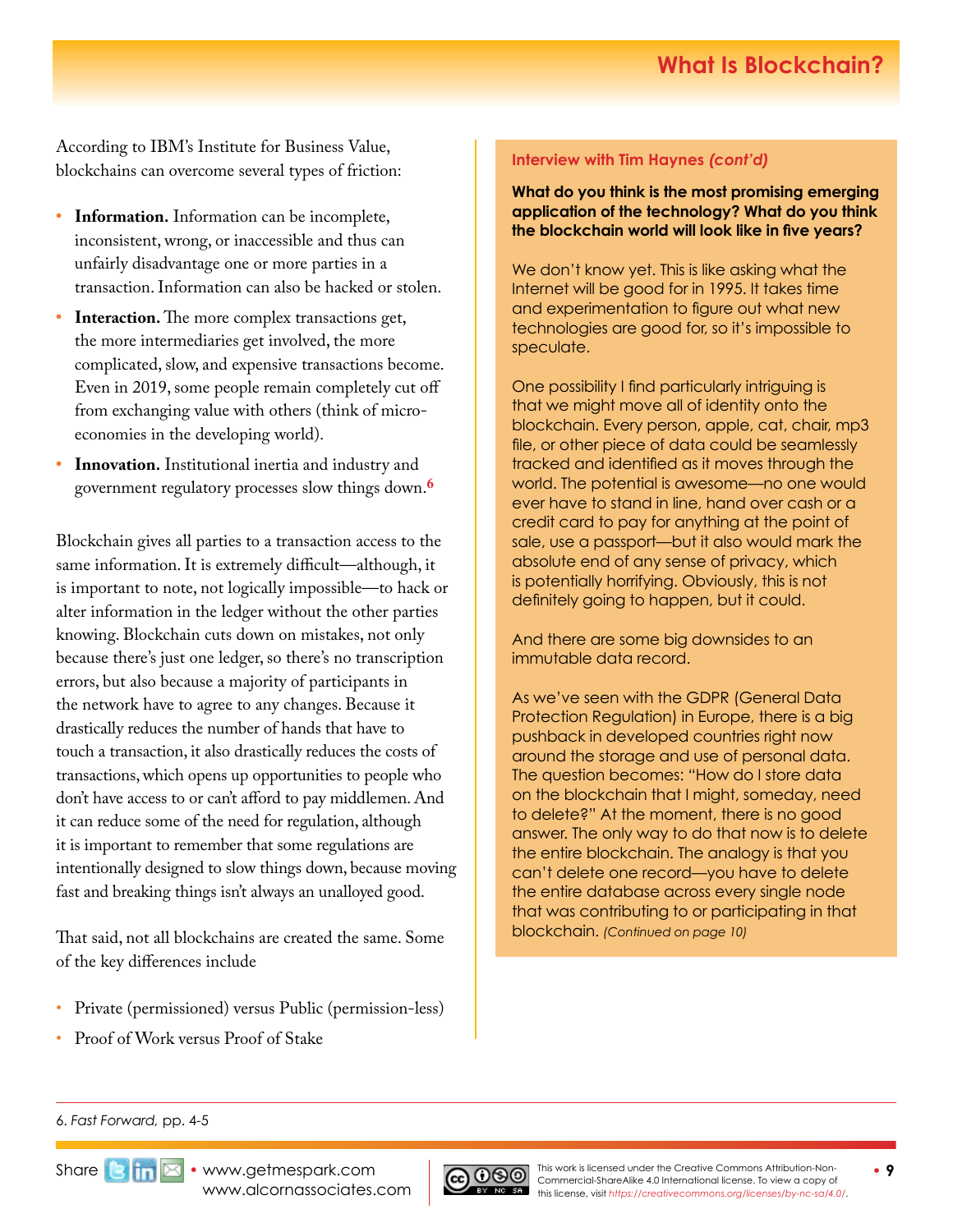According to IBM's Institute for Business Value, blockchains can overcome several types of friction:

- **Information.** Information can be incomplete, inconsistent, wrong, or inaccessible and thus can unfairly disadvantage one or more parties in a transaction. Information can also be hacked or stolen.
- **Interaction.** The more complex transactions get, the more intermediaries get involved, the more complicated, slow, and expensive transactions become. Even in 2019, some people remain completely cut off from exchanging value with others (think of micro-economies in the developing world).
- **Innovation.** Institutional inertia and industry and government regulatory processes slow things down.[6]

Blockchain gives all parties to a transaction access to the same information. It is extremely difficult—although, it is important to note, not logically impossible—to hack or alter information in the ledger without the other parties knowing. Blockchain cuts down on mistakes, not only because there's just one ledger, so there's no transcription errors, but also because a majority of participants in the network have to agree to any changes. Because it drastically reduces the number of hands that have to touch a transaction, it also drastically reduces the costs of transactions, which opens up opportunities to people who don't have access to or can't afford to pay middlemen. And it can reduce some of the need for regulation, although it is important to remember that some regulations are intentionally designed to slow things down, because moving fast and breaking things isn't always an unalloyed good.

That said, not all blockchains are created the same. Some of the key differences include

- Private (permissioned) versus Public (permission-less)
- Proof of Work versus Proof of Stake

### Interview with Tim Haynes *(cont'd)*

**What do you think is the most promising emerging application of the technology? What do you think the blockchain world will look like in five years?**

We don't know yet. This is like asking what the Internet will be good for in 1995. It takes time and experimentation to figure out what new technologies are good for, so it's impossible to speculate.

One possibility I find particularly intriguing is that we might move all of identity onto the blockchain. Every person, apple, cat, chair, mp3 file, or other piece of data could be seamlessly tracked and identified as it moves through the world. The potential is awesome—no one would ever have to stand in line, hand over cash or a credit card to pay for anything at the point of sale, use a passport—but it also would mark the absolute end of any sense of privacy, which is potentially horrifying. Obviously, this is not definitely going to happen, but it could.

And there are some big downsides to an immutable data record.

As we've seen with the GDPR (General Data Protection Regulation) in Europe, there is a big pushback in developed countries right now around the storage and use of personal data. The question becomes: "How do I store data on the blockchain that I might, someday, need to delete?" At the moment, there is no good answer. The only way to do that now is to delete the entire blockchain. The analogy is that you can't delete one record—you have to delete the entire database across every single node that was contributing to or participating in that blockchain. *(Continued on page 10)*

---

6. *Fast Forward,* pp. 4-5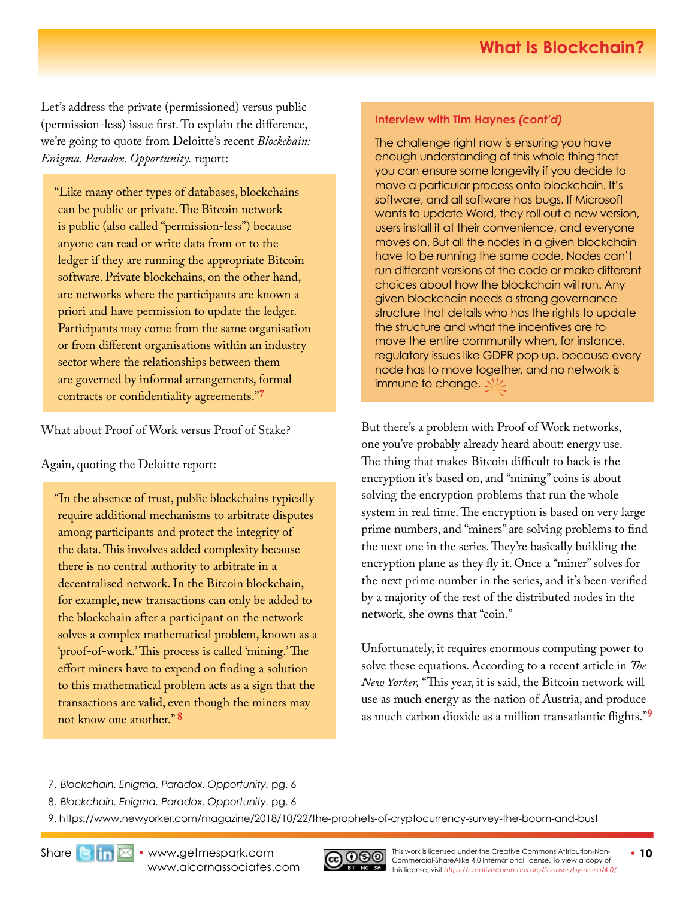Let's address the private (permissioned) versus public (permission-less) issue first. To explain the difference, we're going to quote from Deloitte's recent *Blockchain: Enigma. Paradox. Opportunity.* report:

> "Like many other types of databases, blockchains can be public or private. The Bitcoin network is public (also called "permission-less") because anyone can read or write data from or to the ledger if they are running the appropriate Bitcoin software. Private blockchains, on the other hand, are networks where the participants are known a priori and have permission to update the ledger. Participants may come from the same organisation or from different organisations within an industry sector where the relationships between them are governed by informal arrangements, formal contracts or confidentiality agreements."[7]

What about Proof of Work versus Proof of Stake?

Again, quoting the Deloitte report:

> "In the absence of trust, public blockchains typically require additional mechanisms to arbitrate disputes among participants and protect the integrity of the data. This involves added complexity because there is no central authority to arbitrate in a decentralised network. In the Bitcoin blockchain, for example, new transactions can only be added to the blockchain after a participant on the network solves a complex mathematical problem, known as a 'proof-of-work.' This process is called 'mining.' The effort miners have to expend on finding a solution to this mathematical problem acts as a sign that the transactions are valid, even though the miners may not know one another."[8]

**Interview with Tim Haynes *(cont'd)***

The challenge right now is ensuring you have enough understanding of this whole thing that you can ensure some longevity if you decide to move a particular process onto blockchain. It's software, and all software has bugs. If Microsoft wants to update Word, they roll out a new version, users install it at their convenience, and everyone moves on. But all the nodes in a given blockchain have to be running the same code. Nodes can't run different versions of the code or make different choices about how the blockchain will run. Any given blockchain needs a strong governance structure that details who has the rights to update the structure and what the incentives are to move the entire community when, for instance, regulatory issues like GDPR pop up, because every node has to move together, and no network is immune to change.

But there's a problem with Proof of Work networks, one you've probably already heard about: energy use. The thing that makes Bitcoin difficult to hack is the encryption it's based on, and "mining" coins is about solving the encryption problems that run the whole system in real time. The encryption is based on very large prime numbers, and "miners" are solving problems to find the next one in the series. They're basically building the encryption plane as they fly it. Once a "miner" solves for the next prime number in the series, and it's been verified by a majority of the rest of the distributed nodes in the network, she owns that "coin."

Unfortunately, it requires enormous computing power to solve these equations. According to a recent article in *The New Yorker,* "This year, it is said, the Bitcoin network will use as much energy as the nation of Austria, and produce as much carbon dioxide as a million transatlantic flights."[9]

---

7. *Blockchain. Enigma. Paradox. Opportunity.* pg. 6
8. *Blockchain. Enigma. Paradox. Opportunity.* pg. 6
9. https://www.newyorker.com/magazine/2018/10/22/the-prophets-of-cryptocurrency-survey-the-boom-and-bust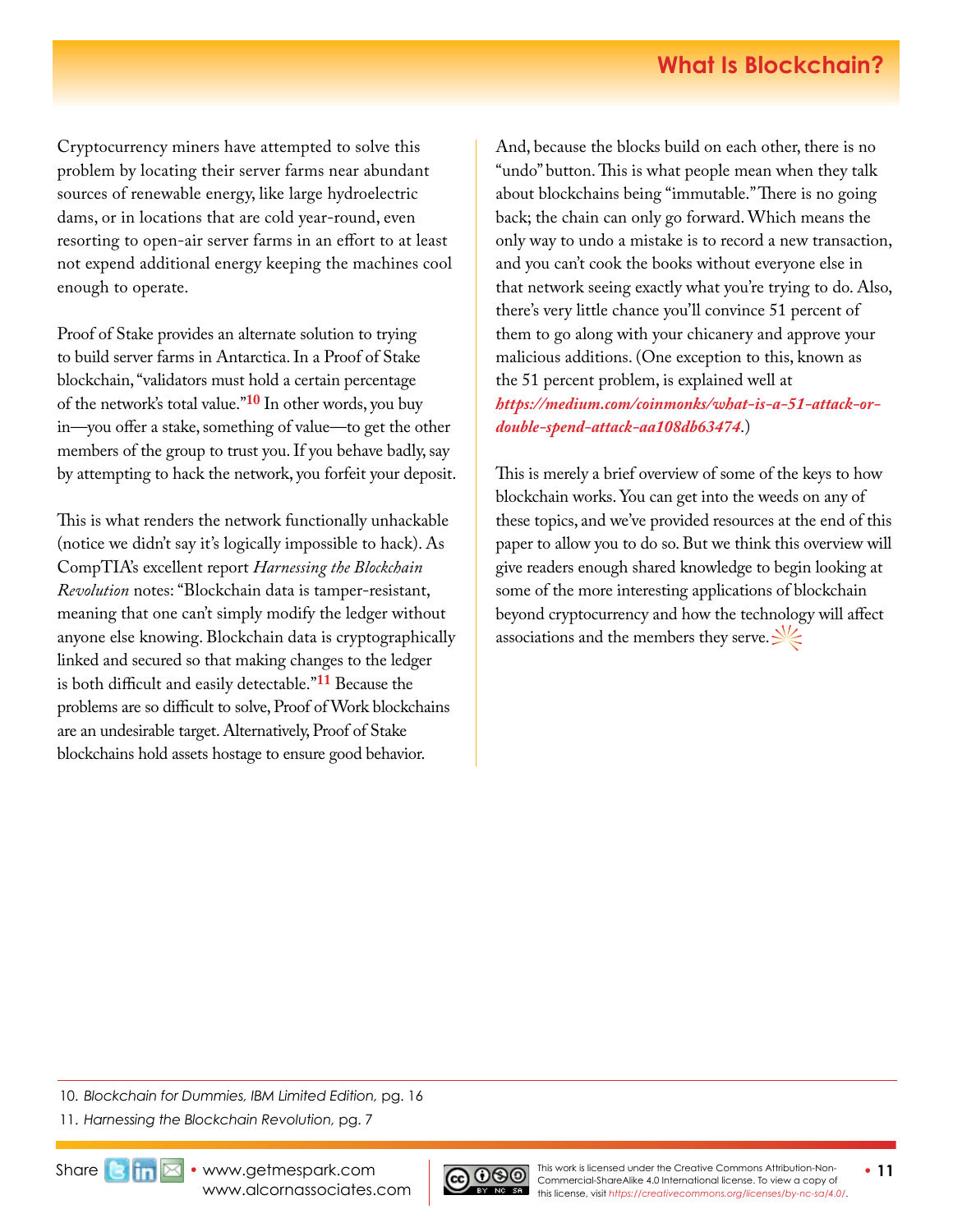Cryptocurrency miners have attempted to solve this problem by locating their server farms near abundant sources of renewable energy, like large hydroelectric dams, or in locations that are cold year-round, even resorting to open-air server farms in an effort to at least not expend additional energy keeping the machines cool enough to operate.

Proof of Stake provides an alternate solution to trying to build server farms in Antarctica. In a Proof of Stake blockchain, "validators must hold a certain percentage of the network's total value."[10] In other words, you buy in—you offer a stake, something of value—to get the other members of the group to trust you. If you behave badly, say by attempting to hack the network, you forfeit your deposit.

This is what renders the network functionally unhackable (notice we didn't say it's logically impossible to hack). As CompTIA's excellent report *Harnessing the Blockchain Revolution* notes: "Blockchain data is tamper-resistant, meaning that one can't simply modify the ledger without anyone else knowing. Blockchain data is cryptographically linked and secured so that making changes to the ledger is both difficult and easily detectable."[11] Because the problems are so difficult to solve, Proof of Work blockchains are an undesirable target. Alternatively, Proof of Stake blockchains hold assets hostage to ensure good behavior.

And, because the blocks build on each other, there is no "undo" button. This is what people mean when they talk about blockchains being "immutable." There is no going back; the chain can only go forward. Which means the only way to undo a mistake is to record a new transaction, and you can't cook the books without everyone else in that network seeing exactly what you're trying to do. Also, there's very little chance you'll convince 51 percent of them to go along with your chicanery and approve your malicious additions. (One exception to this, known as the 51 percent problem, is explained well at ***https://medium.com/coinmonks/what-is-a-51-attack-or-double-spend-attack-aa108db63474***.)

This is merely a brief overview of some of the keys to how blockchain works. You can get into the weeds on any of these topics, and we've provided resources at the end of this paper to allow you to do so. But we think this overview will give readers enough shared knowledge to begin looking at some of the more interesting applications of blockchain beyond cryptocurrency and how the technology will affect associations and the members they serve.

---

10. *Blockchain for Dummies, IBM Limited Edition*, pg. 16
11. *Harnessing the Blockchain Revolution*, pg. 7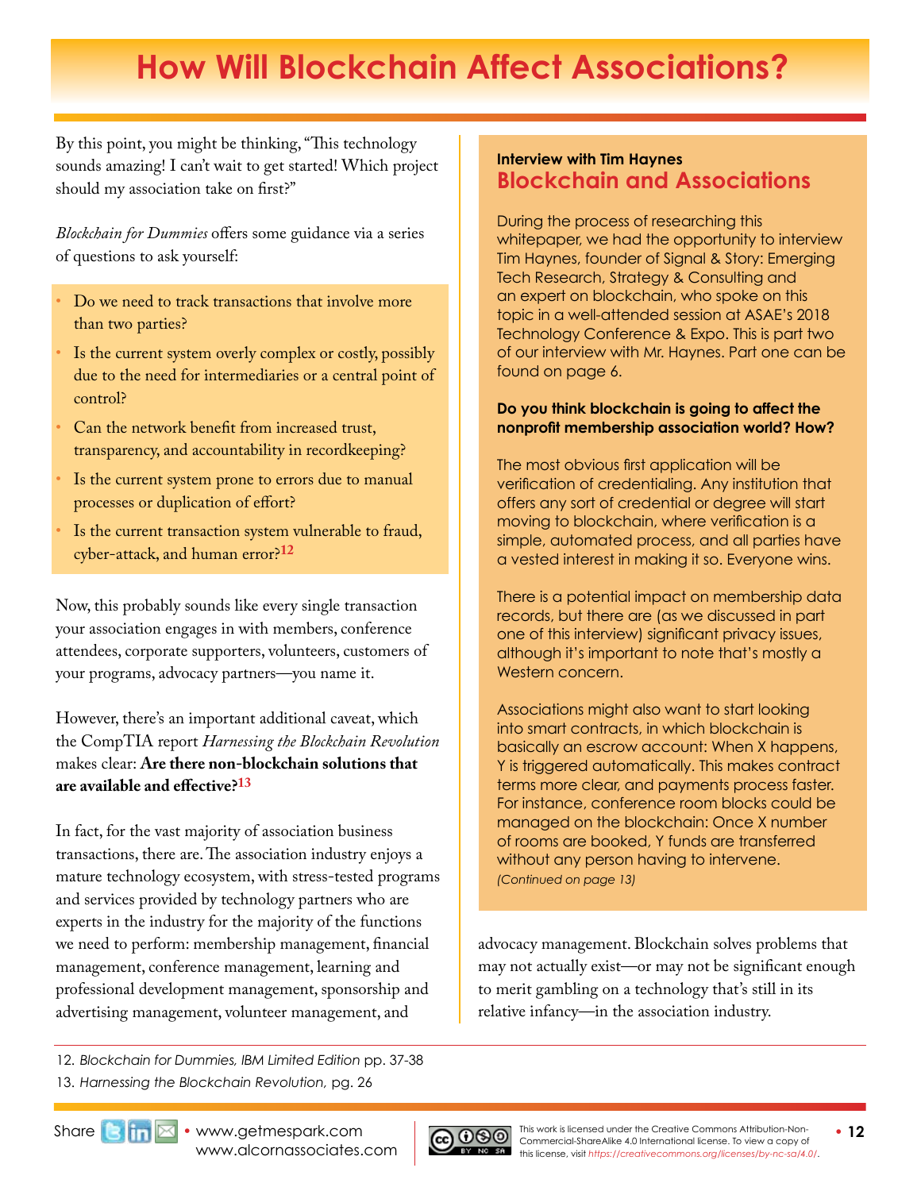# How Will Blockchain Affect Associations?

By this point, you might be thinking, "This technology sounds amazing! I can't wait to get started! Which project should my association take on first?"

*Blockchain for Dummies* offers some guidance via a series of questions to ask yourself:

- Do we need to track transactions that involve more than two parties?
- Is the current system overly complex or costly, possibly due to the need for intermediaries or a central point of control?
- Can the network benefit from increased trust, transparency, and accountability in recordkeeping?
- Is the current system prone to errors due to manual processes or duplication of effort?
- Is the current transaction system vulnerable to fraud, cyber-attack, and human error?[12]

Now, this probably sounds like every single transaction your association engages in with members, conference attendees, corporate supporters, volunteers, customers of your programs, advocacy partners—you name it.

However, there's an important additional caveat, which the CompTIA report *Harnessing the Blockchain Revolution* makes clear: **Are there non-blockchain solutions that are available and effective?**[13]

In fact, for the vast majority of association business transactions, there are. The association industry enjoys a mature technology ecosystem, with stress-tested programs and services provided by technology partners who are experts in the industry for the majority of the functions we need to perform: membership management, financial management, conference management, learning and professional development management, sponsorship and advertising management, volunteer management, and advocacy management. Blockchain solves problems that may not actually exist—or may not be significant enough to merit gambling on a technology that's still in its relative infancy—in the association industry.

**Interview with Tim Haynes**

## Blockchain and Associations

During the process of researching this whitepaper, we had the opportunity to interview Tim Haynes, founder of Signal & Story: Emerging Tech Research, Strategy & Consulting and an expert on blockchain, who spoke on this topic in a well-attended session at ASAE's 2018 Technology Conference & Expo. This is part two of our interview with Mr. Haynes. Part one can be found on page 6.

**Do you think blockchain is going to affect the nonprofit membership association world? How?**

The most obvious first application will be verification of credentialing. Any institution that offers any sort of credential or degree will start moving to blockchain, where verification is a simple, automated process, and all parties have a vested interest in making it so. Everyone wins.

There is a potential impact on membership data records, but there are (as we discussed in part one of this interview) significant privacy issues, although it's important to note that's mostly a Western concern.

Associations might also want to start looking into smart contracts, in which blockchain is basically an escrow account: When X happens, Y is triggered automatically. This makes contract terms more clear, and payments process faster. For instance, conference room blocks could be managed on the blockchain: Once X number of rooms are booked, Y funds are transferred without any person having to intervene.

*(Continued on page 13)*

---

12. *Blockchain for Dummies, IBM Limited Edition* pp. 37-38
13. *Harnessing the Blockchain Revolution,* pg. 26

Share • www.getmespark.com www.alcornassociates.com

This work is licensed under the Creative Commons Attribution-Non-Commercial-ShareAlike 4.0 International license. To view a copy of this license, visit https://creativecommons.org/licenses/by-nc-sa/4.0/.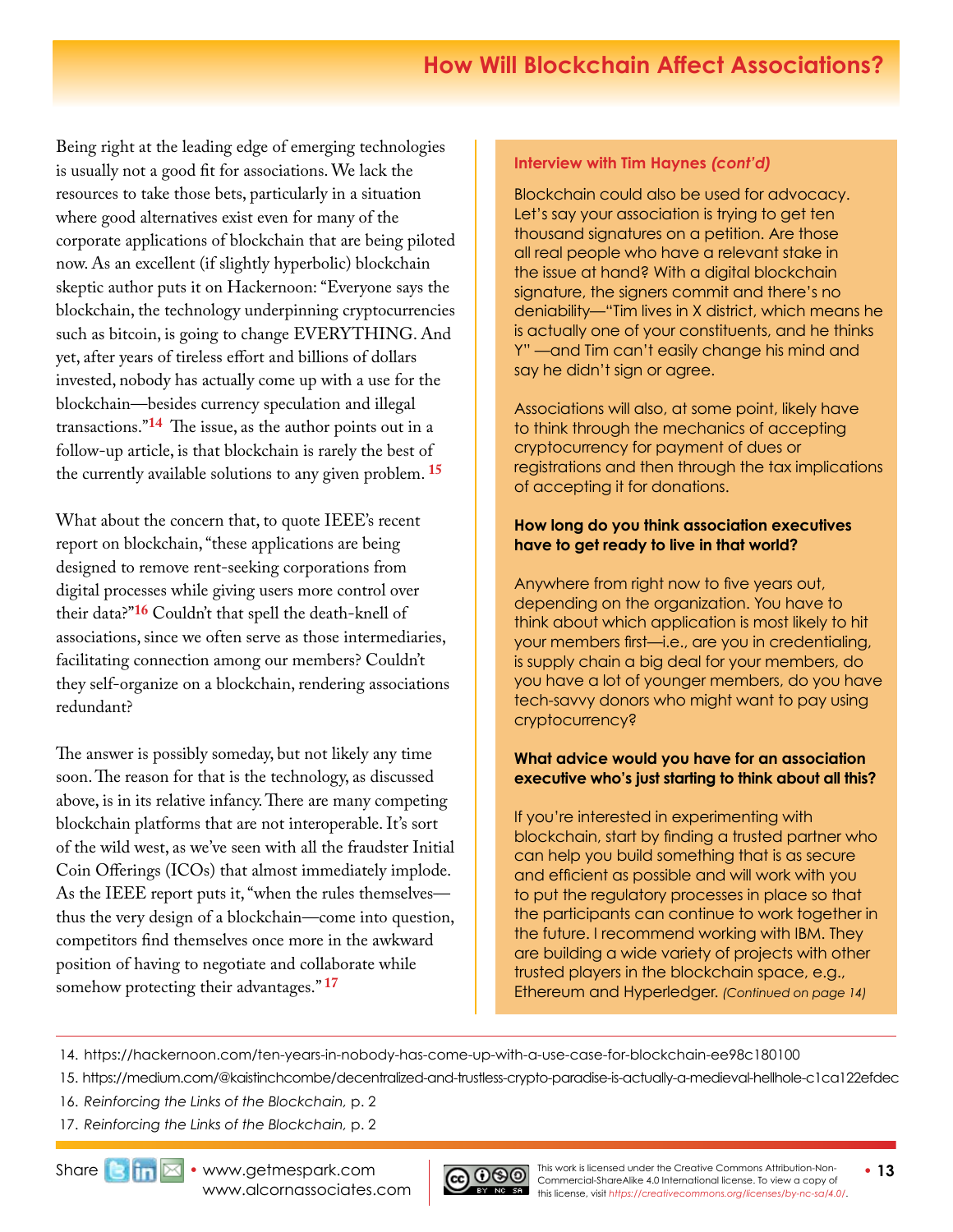Being right at the leading edge of emerging technologies is usually not a good fit for associations. We lack the resources to take those bets, particularly in a situation where good alternatives exist even for many of the corporate applications of blockchain that are being piloted now. As an excellent (if slightly hyperbolic) blockchain skeptic author puts it on Hackernoon: "Everyone says the blockchain, the technology underpinning cryptocurrencies such as bitcoin, is going to change EVERYTHING. And yet, after years of tireless effort and billions of dollars invested, nobody has actually come up with a use for the blockchain—besides currency speculation and illegal transactions."[14] The issue, as the author points out in a follow-up article, is that blockchain is rarely the best of the currently available solutions to any given problem.[15]

What about the concern that, to quote IEEE's recent report on blockchain, "these applications are being designed to remove rent-seeking corporations from digital processes while giving users more control over their data?"[16] Couldn't that spell the death-knell of associations, since we often serve as those intermediaries, facilitating connection among our members? Couldn't they self-organize on a blockchain, rendering associations redundant?

The answer is possibly someday, but not likely any time soon. The reason for that is the technology, as discussed above, is in its relative infancy. There are many competing blockchain platforms that are not interoperable. It's sort of the wild west, as we've seen with all the fraudster Initial Coin Offerings (ICOs) that almost immediately implode. As the IEEE report puts it, "when the rules themselves—thus the very design of a blockchain—come into question, competitors find themselves once more in the awkward position of having to negotiate and collaborate while somehow protecting their advantages."[17]

**Interview with Tim Haynes *(cont'd)***

Blockchain could also be used for advocacy. Let's say your association is trying to get ten thousand signatures on a petition. Are those all real people who have a relevant stake in the issue at hand? With a digital blockchain signature, the signers commit and there's no deniability—"Tim lives in X district, which means he is actually one of your constituents, and he thinks Y" —and Tim can't easily change his mind and say he didn't sign or agree.

Associations will also, at some point, likely have to think through the mechanics of accepting cryptocurrency for payment of dues or registrations and then through the tax implications of accepting it for donations.

**How long do you think association executives have to get ready to live in that world?**

Anywhere from right now to five years out, depending on the organization. You have to think about which application is most likely to hit your members first—i.e., are you in credentialing, is supply chain a big deal for your members, do you have a lot of younger members, do you have tech-savvy donors who might want to pay using cryptocurrency?

**What advice would you have for an association executive who's just starting to think about all this?**

If you're interested in experimenting with blockchain, start by finding a trusted partner who can help you build something that is as secure and efficient as possible and will work with you to put the regulatory processes in place so that the participants can continue to work together in the future. I recommend working with IBM. They are building a wide variety of projects with other trusted players in the blockchain space, e.g., Ethereum and Hyperledger. *(Continued on page 14)*

---

14. https://hackernoon.com/ten-years-in-nobody-has-come-up-with-a-use-case-for-blockchain-ee98c180100
15. https://medium.com/@kaistinchcombe/decentralized-and-trustless-crypto-paradise-is-actually-a-medieval-hellhole-c1ca122efdec
16. *Reinforcing the Links of the Blockchain,* p. 2
17. *Reinforcing the Links of the Blockchain,* p. 2

Share • www.getmespark.com www.alcornassociates.com

This work is licensed under the Creative Commons Attribution-Non-Commercial-ShareAlike 4.0 International license. To view a copy of this license, visit https://creativecommons.org/licenses/by-nc-sa/4.0/.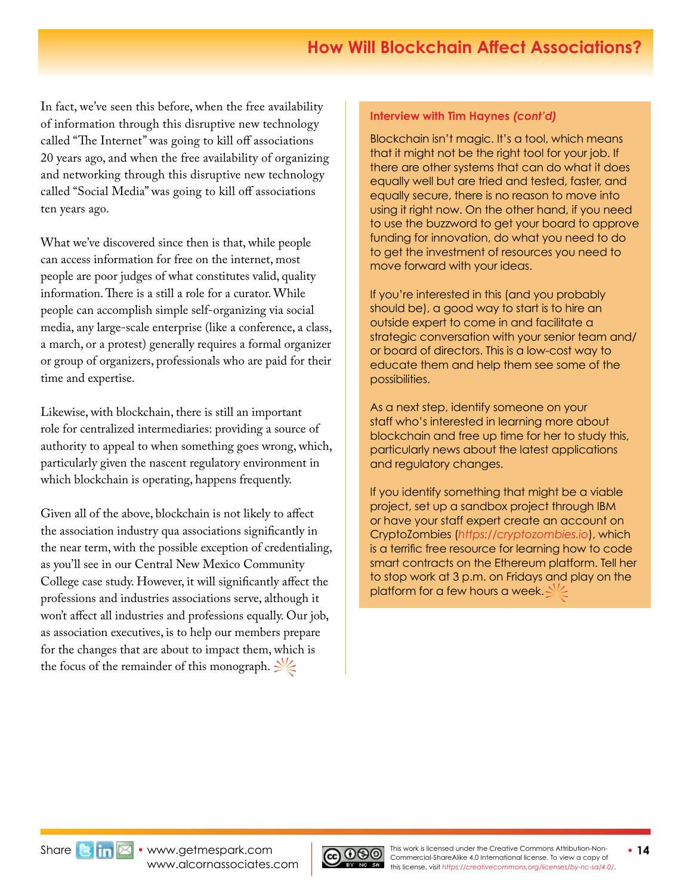In fact, we've seen this before, when the free availability of information through this disruptive new technology called "The Internet" was going to kill off associations 20 years ago, and when the free availability of organizing and networking through this disruptive new technology called "Social Media" was going to kill off associations ten years ago.

What we've discovered since then is that, while people can access information for free on the internet, most people are poor judges of what constitutes valid, quality information. There is a still a role for a curator. While people can accomplish simple self-organizing via social media, any large-scale enterprise (like a conference, a class, a march, or a protest) generally requires a formal organizer or group of organizers, professionals who are paid for their time and expertise.

Likewise, with blockchain, there is still an important role for centralized intermediaries: providing a source of authority to appeal to when something goes wrong, which, particularly given the nascent regulatory environment in which blockchain is operating, happens frequently.

Given all of the above, blockchain is not likely to affect the association industry qua associations significantly in the near term, with the possible exception of credentialing, as you'll see in our Central New Mexico Community College case study. However, it will significantly affect the professions and industries associations serve, although it won't affect all industries and professions equally. Our job, as association executives, is to help our members prepare for the changes that are about to impact them, which is the focus of the remainder of this monograph.

**Interview with Tim Haynes *(cont'd)***

Blockchain isn't magic. It's a tool, which means that it might not be the right tool for your job. If there are other systems that can do what it does equally well but are tried and tested, faster, and equally secure, there is no reason to move into using it right now. On the other hand, if you need to use the buzzword to get your board to approve funding for innovation, do what you need to do to get the investment of resources you need to move forward with your ideas.

If you're interested in this (and you probably should be), a good way to start is to hire an outside expert to come in and facilitate a strategic conversation with your senior team and/or board of directors. This is a low-cost way to educate them and help them see some of the possibilities.

As a next step, identify someone on your staff who's interested in learning more about blockchain and free up time for her to study this, particularly news about the latest applications and regulatory changes.

If you identify something that might be a viable project, set up a sandbox project through IBM or have your staff expert create an account on CryptoZombies (*https://cryptozombies.io*), which is a terrific free resource for learning how to code smart contracts on the Ethereum platform. Tell her to stop work at 3 p.m. on Fridays and play on the platform for a few hours a week.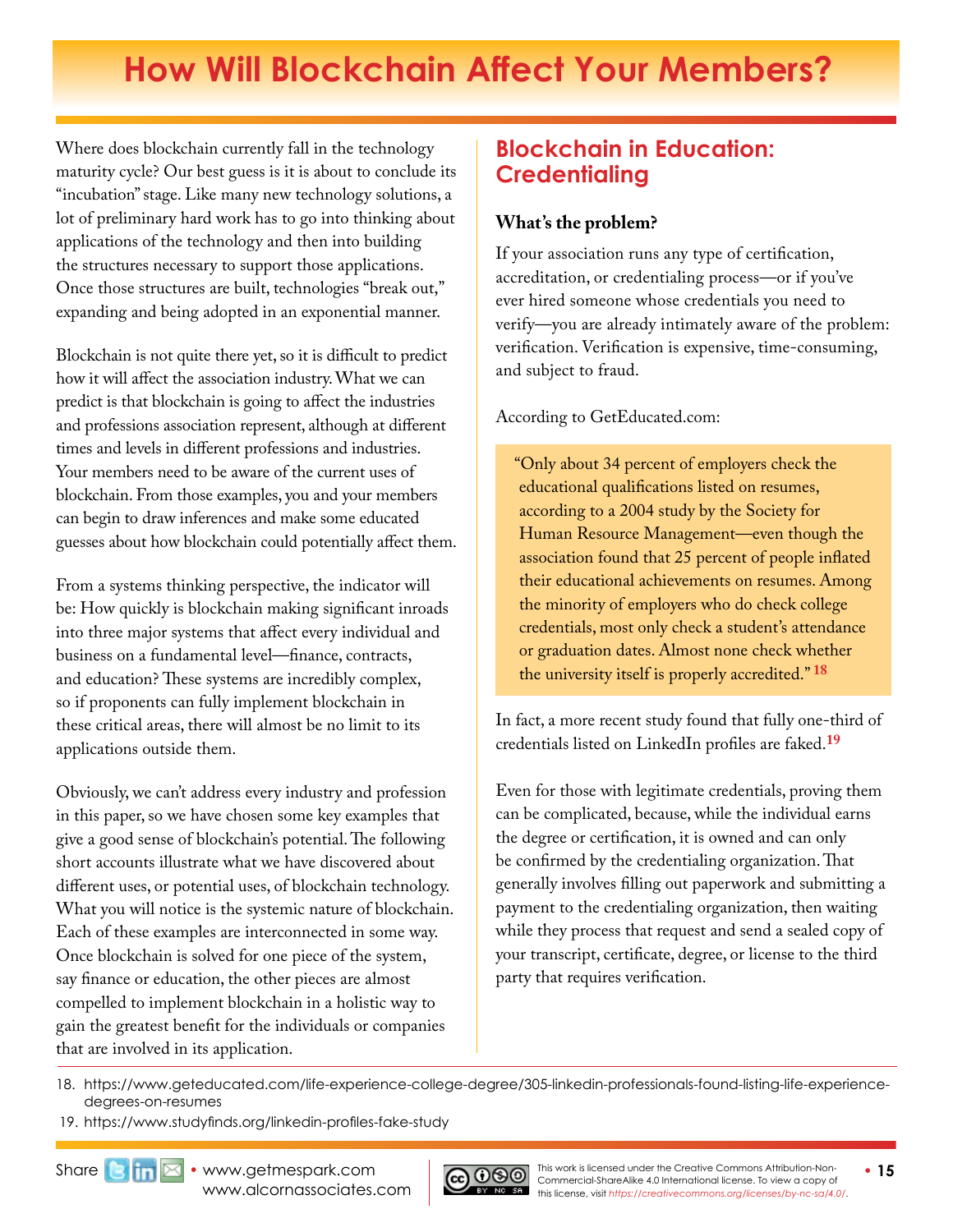# How Will Blockchain Affect Your Members?

Where does blockchain currently fall in the technology maturity cycle? Our best guess is it is about to conclude its "incubation" stage. Like many new technology solutions, a lot of preliminary hard work has to go into thinking about applications of the technology and then into building the structures necessary to support those applications. Once those structures are built, technologies "break out," expanding and being adopted in an exponential manner.

Blockchain is not quite there yet, so it is difficult to predict how it will affect the association industry. What we can predict is that blockchain is going to affect the industries and professions association represent, although at different times and levels in different professions and industries. Your members need to be aware of the current uses of blockchain. From those examples, you and your members can begin to draw inferences and make some educated guesses about how blockchain could potentially affect them.

From a systems thinking perspective, the indicator will be: How quickly is blockchain making significant inroads into three major systems that affect every individual and business on a fundamental level—finance, contracts, and education? These systems are incredibly complex, so if proponents can fully implement blockchain in these critical areas, there will almost be no limit to its applications outside them.

Obviously, we can't address every industry and profession in this paper, so we have chosen some key examples that give a good sense of blockchain's potential. The following short accounts illustrate what we have discovered about different uses, or potential uses, of blockchain technology. What you will notice is the systemic nature of blockchain. Each of these examples are interconnected in some way. Once blockchain is solved for one piece of the system, say finance or education, the other pieces are almost compelled to implement blockchain in a holistic way to gain the greatest benefit for the individuals or companies that are involved in its application.

## Blockchain in Education: Credentialing

### What's the problem?

If your association runs any type of certification, accreditation, or credentialing process—or if you've ever hired someone whose credentials you need to verify—you are already intimately aware of the problem: verification. Verification is expensive, time-consuming, and subject to fraud.

According to GetEducated.com:

> "Only about 34 percent of employers check the educational qualifications listed on resumes, according to a 2004 study by the Society for Human Resource Management—even though the association found that 25 percent of people inflated their educational achievements on resumes. Among the minority of employers who do check college credentials, most only check a student's attendance or graduation dates. Almost none check whether the university itself is properly accredited."[18]

In fact, a more recent study found that fully one-third of credentials listed on LinkedIn profiles are faked.[19]

Even for those with legitimate credentials, proving them can be complicated, because, while the individual earns the degree or certification, it is owned and can only be confirmed by the credentialing organization. That generally involves filling out paperwork and submitting a payment to the credentialing organization, then waiting while they process that request and send a sealed copy of your transcript, certificate, degree, or license to the third party that requires verification.

18. https://www.geteducated.com/life-experience-college-degree/305-linkedin-professionals-found-listing-life-experience-degrees-on-resumes
19. https://www.studyfinds.org/linkedin-profiles-fake-study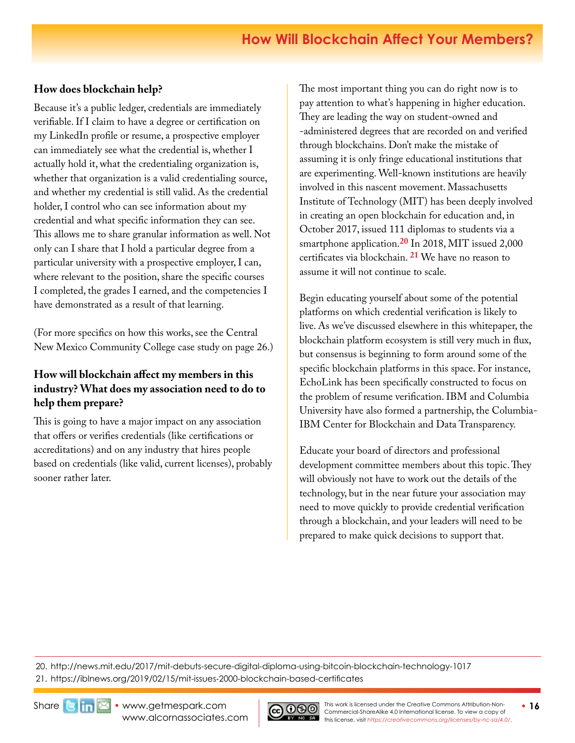## How does blockchain help?

Because it's a public ledger, credentials are immediately verifiable. If I claim to have a degree or certification on my LinkedIn profile or resume, a prospective employer can immediately see what the credential is, whether I actually hold it, what the credentialing organization is, whether that organization is a valid credentialing source, and whether my credential is still valid. As the credential holder, I control who can see information about my credential and what specific information they can see. This allows me to share granular information as well. Not only can I share that I hold a particular degree from a particular university with a prospective employer, I can, where relevant to the position, share the specific courses I completed, the grades I earned, and the competencies I have demonstrated as a result of that learning.

(For more specifics on how this works, see the Central New Mexico Community College case study on page 26.)

## How will blockchain affect my members in this industry? What does my association need to do to help them prepare?

This is going to have a major impact on any association that offers or verifies credentials (like certifications or accreditations) and on any industry that hires people based on credentials (like valid, current licenses), probably sooner rather later.

The most important thing you can do right now is to pay attention to what's happening in higher education. They are leading the way on student-owned and -administered degrees that are recorded on and verified through blockchains. Don't make the mistake of assuming it is only fringe educational institutions that are experimenting. Well-known institutions are heavily involved in this nascent movement. Massachusetts Institute of Technology (MIT) has been deeply involved in creating an open blockchain for education and, in October 2017, issued 111 diplomas to students via a smartphone application.[20] In 2018, MIT issued 2,000 certificates via blockchain. [21] We have no reason to assume it will not continue to scale.

Begin educating yourself about some of the potential platforms on which credential verification is likely to live. As we've discussed elsewhere in this whitepaper, the blockchain platform ecosystem is still very much in flux, but consensus is beginning to form around some of the specific blockchain platforms in this space. For instance, EchoLink has been specifically constructed to focus on the problem of resume verification. IBM and Columbia University have also formed a partnership, the Columbia-IBM Center for Blockchain and Data Transparency.

Educate your board of directors and professional development committee members about this topic. They will obviously not have to work out the details of the technology, but in the near future your association may need to move quickly to provide credential verification through a blockchain, and your leaders will need to be prepared to make quick decisions to support that.

---

20. http://news.mit.edu/2017/mit-debuts-secure-digital-diploma-using-bitcoin-blockchain-technology-1017
21. https://iblnews.org/2019/02/15/mit-issues-2000-blockchain-based-certificates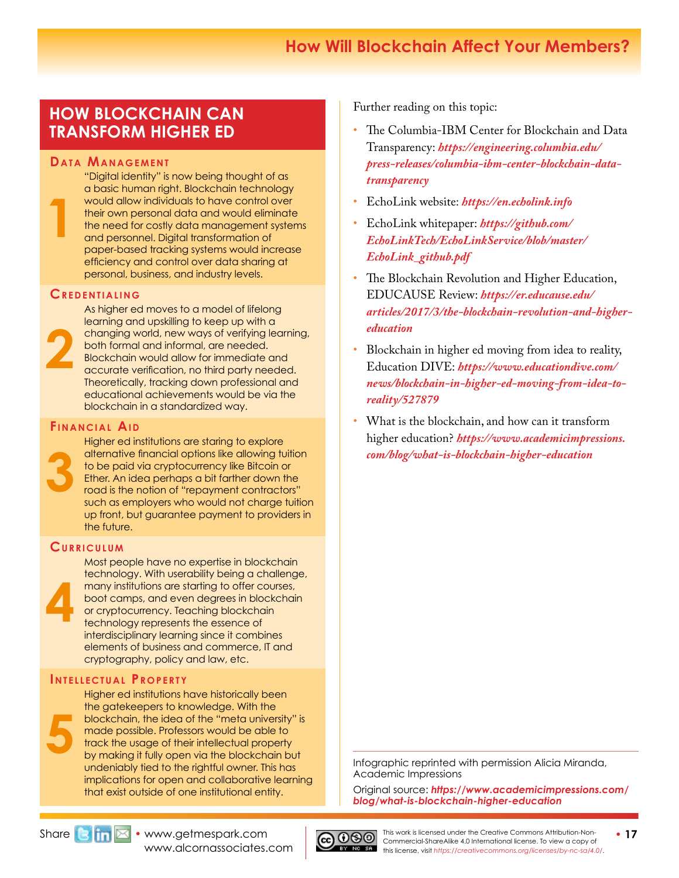## HOW BLOCKCHAIN CAN TRANSFORM HIGHER ED

### 1 Data Management

"Digital identity" is now being thought of as a basic human right. Blockchain technology would allow individuals to have control over their own personal data and would eliminate the need for costly data management systems and personnel. Digital transformation of paper-based tracking systems would increase efficiency and control over data sharing at personal, business, and industry levels.

### 2 Credentialing

As higher ed moves to a model of lifelong learning and upskilling to keep up with a changing world, new ways of verifying learning, both formal and informal, are needed. Blockchain would allow for immediate and accurate verification, no third party needed. Theoretically, tracking down professional and educational achievements would be via the blockchain in a standardized way.

### 3 Financial Aid

Higher ed institutions are staring to explore alternative financial options like allowing tuition to be paid via cryptocurrency like Bitcoin or Ether. An idea perhaps a bit farther down the road is the notion of "repayment contractors" such as employers who would not charge tuition up front, but guarantee payment to providers in the future.

### 4 Curriculum

Most people have no expertise in blockchain technology. With userability being a challenge, many institutions are starting to offer courses, boot camps, and even degrees in blockchain or cryptocurrency. Teaching blockchain technology represents the essence of interdisciplinary learning since it combines elements of business and commerce, IT and cryptography, policy and law, etc.

### 5 Intellectual Property

Higher ed institutions have historically been the gatekeepers to knowledge. With the blockchain, the idea of the "meta university" is made possible. Professors would be able to track the usage of their intellectual property by making it fully open via the blockchain but undeniably tied to the rightful owner. This has implications for open and collaborative learning that exist outside of one institutional entity.

Further reading on this topic:

- The Columbia-IBM Center for Blockchain and Data Transparency: ***https://engineering.columbia.edu/press-releases/columbia-ibm-center-blockchain-data-transparency***
- EchoLink website: ***https://en.echolink.info***
- EchoLink whitepaper: ***https://github.com/EchoLinkTech/EchoLinkService/blob/master/EchoLink_github.pdf***
- The Blockchain Revolution and Higher Education, EDUCAUSE Review: ***https://er.educause.edu/articles/2017/3/the-blockchain-revolution-and-higher-education***
- Blockchain in higher ed moving from idea to reality, Education DIVE: ***https://www.educationdive.com/news/blockchain-in-higher-ed-moving-from-idea-to-reality/527879***
- What is the blockchain, and how can it transform higher education? ***https://www.academicimpressions.com/blog/what-is-blockchain-higher-education***

Infographic reprinted with permission Alicia Miranda, Academic Impressions

Original source: ***https://www.academicimpressions.com/blog/what-is-blockchain-higher-education***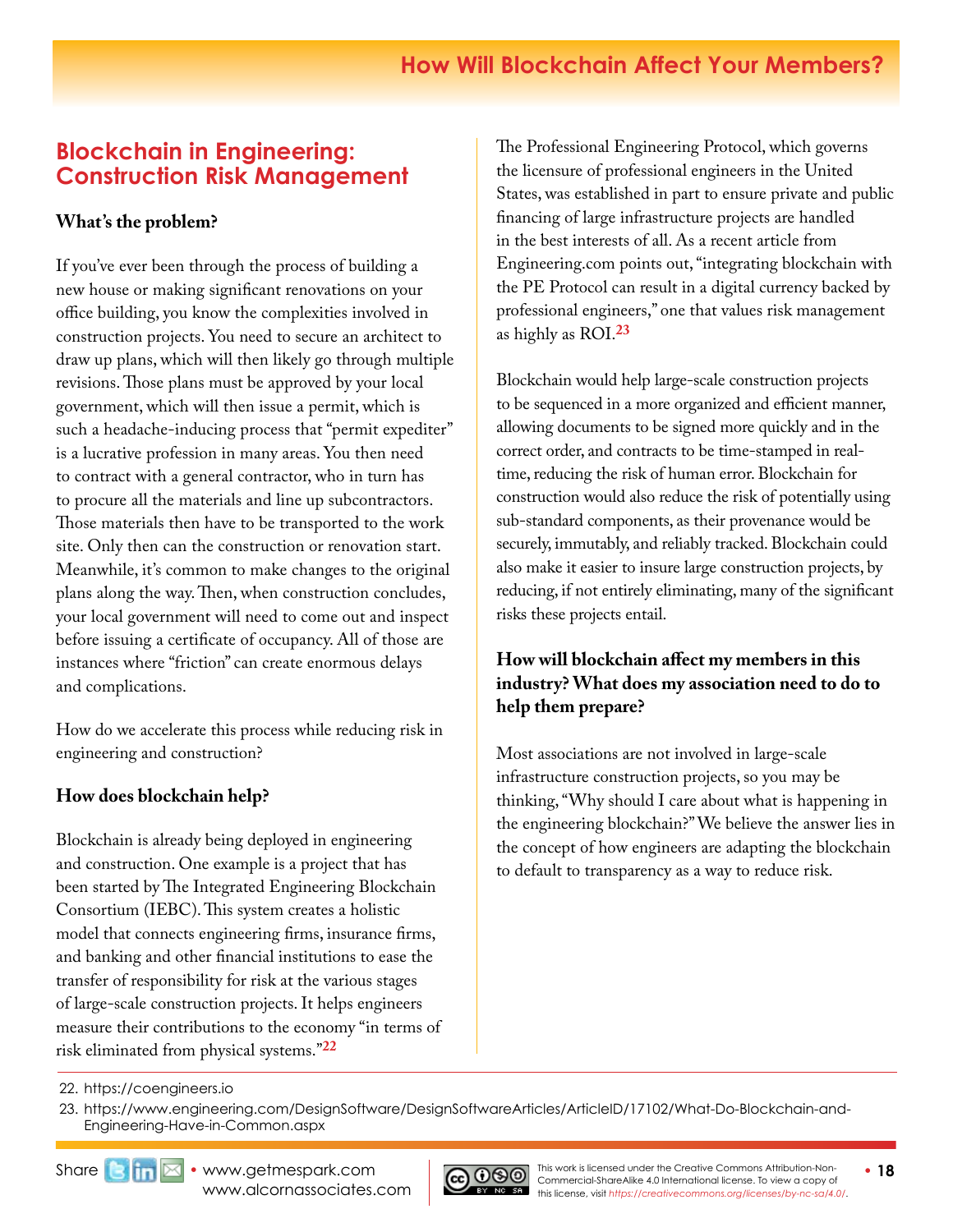## Blockchain in Engineering: Construction Risk Management

### What's the problem?

If you've ever been through the process of building a new house or making significant renovations on your office building, you know the complexities involved in construction projects. You need to secure an architect to draw up plans, which will then likely go through multiple revisions. Those plans must be approved by your local government, which will then issue a permit, which is such a headache-inducing process that "permit expediter" is a lucrative profession in many areas. You then need to contract with a general contractor, who in turn has to procure all the materials and line up subcontractors. Those materials then have to be transported to the work site. Only then can the construction or renovation start. Meanwhile, it's common to make changes to the original plans along the way. Then, when construction concludes, your local government will need to come out and inspect before issuing a certificate of occupancy. All of those are instances where "friction" can create enormous delays and complications.

How do we accelerate this process while reducing risk in engineering and construction?

### How does blockchain help?

Blockchain is already being deployed in engineering and construction. One example is a project that has been started by The Integrated Engineering Blockchain Consortium (IEBC). This system creates a holistic model that connects engineering firms, insurance firms, and banking and other financial institutions to ease the transfer of responsibility for risk at the various stages of large-scale construction projects. It helps engineers measure their contributions to the economy "in terms of risk eliminated from physical systems."[22]

The Professional Engineering Protocol, which governs the licensure of professional engineers in the United States, was established in part to ensure private and public financing of large infrastructure projects are handled in the best interests of all. As a recent article from Engineering.com points out, "integrating blockchain with the PE Protocol can result in a digital currency backed by professional engineers," one that values risk management as highly as ROI.[23]

Blockchain would help large-scale construction projects to be sequenced in a more organized and efficient manner, allowing documents to be signed more quickly and in the correct order, and contracts to be time-stamped in real-time, reducing the risk of human error. Blockchain for construction would also reduce the risk of potentially using sub-standard components, as their provenance would be securely, immutably, and reliably tracked. Blockchain could also make it easier to insure large construction projects, by reducing, if not entirely eliminating, many of the significant risks these projects entail.

### How will blockchain affect my members in this industry? What does my association need to do to help them prepare?

Most associations are not involved in large-scale infrastructure construction projects, so you may be thinking, "Why should I care about what is happening in the engineering blockchain?" We believe the answer lies in the concept of how engineers are adapting the blockchain to default to transparency as a way to reduce risk.

---

22. https://coengineers.io
23. https://www.engineering.com/DesignSoftware/DesignSoftwareArticles/ArticleID/17102/What-Do-Blockchain-and-Engineering-Have-in-Common.aspx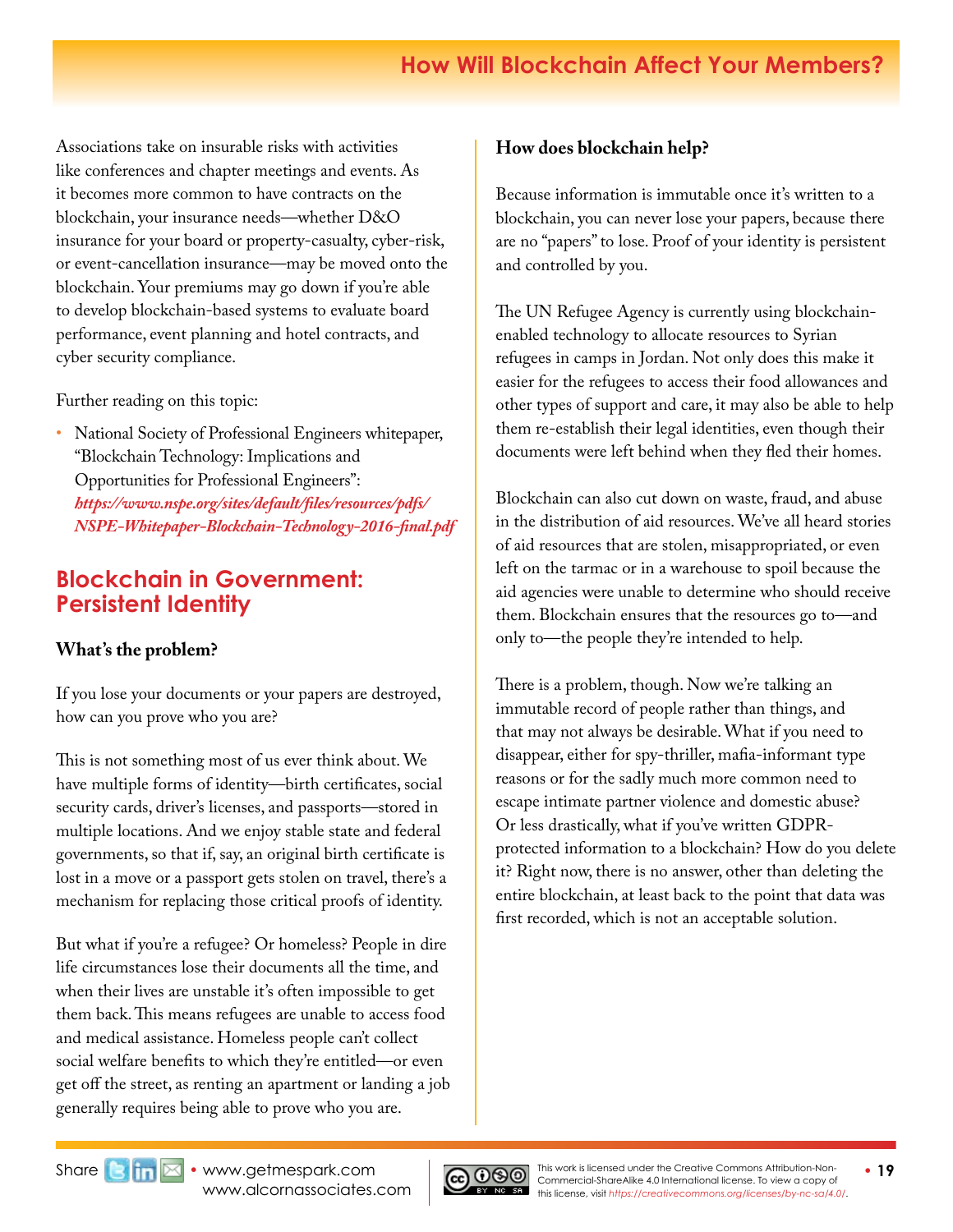Associations take on insurable risks with activities like conferences and chapter meetings and events. As it becomes more common to have contracts on the blockchain, your insurance needs—whether D&O insurance for your board or property-casualty, cyber-risk, or event-cancellation insurance—may be moved onto the blockchain. Your premiums may go down if you're able to develop blockchain-based systems to evaluate board performance, event planning and hotel contracts, and cyber security compliance.

Further reading on this topic:

- National Society of Professional Engineers whitepaper, "Blockchain Technology: Implications and Opportunities for Professional Engineers": ***https://www.nspe.org/sites/default/files/resources/pdfs/NSPE-Whitepaper-Blockchain-Technology-2016-final.pdf***

## Blockchain in Government: Persistent Identity

### What's the problem?

If you lose your documents or your papers are destroyed, how can you prove who you are?

This is not something most of us ever think about. We have multiple forms of identity—birth certificates, social security cards, driver's licenses, and passports—stored in multiple locations. And we enjoy stable state and federal governments, so that if, say, an original birth certificate is lost in a move or a passport gets stolen on travel, there's a mechanism for replacing those critical proofs of identity.

But what if you're a refugee? Or homeless? People in dire life circumstances lose their documents all the time, and when their lives are unstable it's often impossible to get them back. This means refugees are unable to access food and medical assistance. Homeless people can't collect social welfare benefits to which they're entitled—or even get off the street, as renting an apartment or landing a job generally requires being able to prove who you are.

### How does blockchain help?

Because information is immutable once it's written to a blockchain, you can never lose your papers, because there are no "papers" to lose. Proof of your identity is persistent and controlled by you.

The UN Refugee Agency is currently using blockchain-enabled technology to allocate resources to Syrian refugees in camps in Jordan. Not only does this make it easier for the refugees to access their food allowances and other types of support and care, it may also be able to help them re-establish their legal identities, even though their documents were left behind when they fled their homes.

Blockchain can also cut down on waste, fraud, and abuse in the distribution of aid resources. We've all heard stories of aid resources that are stolen, misappropriated, or even left on the tarmac or in a warehouse to spoil because the aid agencies were unable to determine who should receive them. Blockchain ensures that the resources go to—and only to—the people they're intended to help.

There is a problem, though. Now we're talking an immutable record of people rather than things, and that may not always be desirable. What if you need to disappear, either for spy-thriller, mafia-informant type reasons or for the sadly much more common need to escape intimate partner violence and domestic abuse? Or less drastically, what if you've written GDPR-protected information to a blockchain? How do you delete it? Right now, there is no answer, other than deleting the entire blockchain, at least back to the point that data was first recorded, which is not an acceptable solution.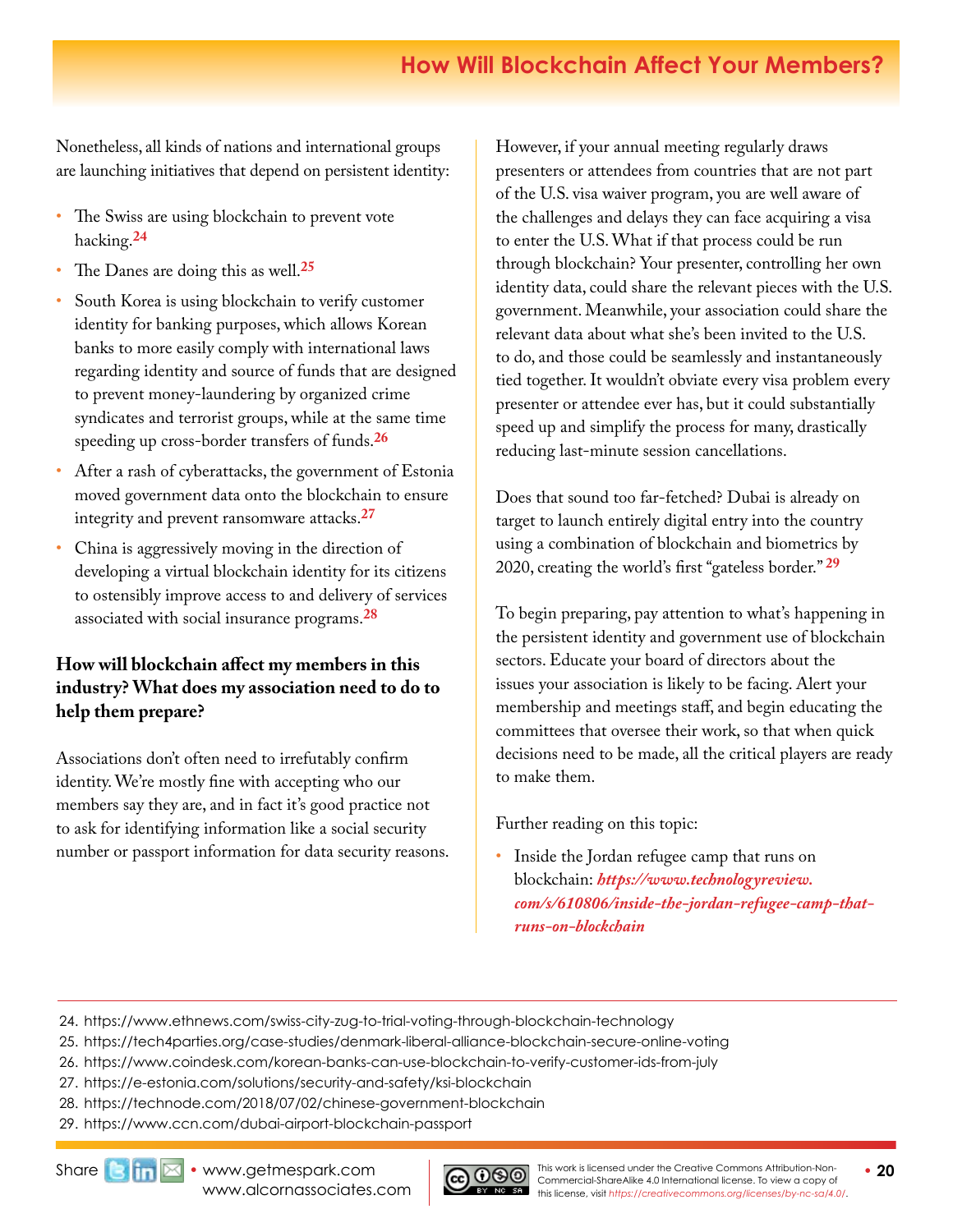Nonetheless, all kinds of nations and international groups are launching initiatives that depend on persistent identity:

- The Swiss are using blockchain to prevent vote hacking.[24]
- The Danes are doing this as well.[25]
- South Korea is using blockchain to verify customer identity for banking purposes, which allows Korean banks to more easily comply with international laws regarding identity and source of funds that are designed to prevent money-laundering by organized crime syndicates and terrorist groups, while at the same time speeding up cross-border transfers of funds.[26]
- After a rash of cyberattacks, the government of Estonia moved government data onto the blockchain to ensure integrity and prevent ransomware attacks.[27]
- China is aggressively moving in the direction of developing a virtual blockchain identity for its citizens to ostensibly improve access to and delivery of services associated with social insurance programs.[28]

### How will blockchain affect my members in this industry? What does my association need to do to help them prepare?

Associations don't often need to irrefutably confirm identity. We're mostly fine with accepting who our members say they are, and in fact it's good practice not to ask for identifying information like a social security number or passport information for data security reasons.

However, if your annual meeting regularly draws presenters or attendees from countries that are not part of the U.S. visa waiver program, you are well aware of the challenges and delays they can face acquiring a visa to enter the U.S. What if that process could be run through blockchain? Your presenter, controlling her own identity data, could share the relevant pieces with the U.S. government. Meanwhile, your association could share the relevant data about what she's been invited to the U.S. to do, and those could be seamlessly and instantaneously tied together. It wouldn't obviate every visa problem every presenter or attendee ever has, but it could substantially speed up and simplify the process for many, drastically reducing last-minute session cancellations.

Does that sound too far-fetched? Dubai is already on target to launch entirely digital entry into the country using a combination of blockchain and biometrics by 2020, creating the world's first "gateless border."[29]

To begin preparing, pay attention to what's happening in the persistent identity and government use of blockchain sectors. Educate your board of directors about the issues your association is likely to be facing. Alert your membership and meetings staff, and begin educating the committees that oversee their work, so that when quick decisions need to be made, all the critical players are ready to make them.

Further reading on this topic:

- Inside the Jordan refugee camp that runs on blockchain: ***https://www.technologyreview.com/s/610806/inside-the-jordan-refugee-camp-that-runs-on-blockchain***

---

24. https://www.ethnews.com/swiss-city-zug-to-trial-voting-through-blockchain-technology
25. https://tech4parties.org/case-studies/denmark-liberal-alliance-blockchain-secure-online-voting
26. https://www.coindesk.com/korean-banks-can-use-blockchain-to-verify-customer-ids-from-july
27. https://e-estonia.com/solutions/security-and-safety/ksi-blockchain
28. https://technode.com/2018/07/02/chinese-government-blockchain
29. https://www.ccn.com/dubai-airport-blockchain-passport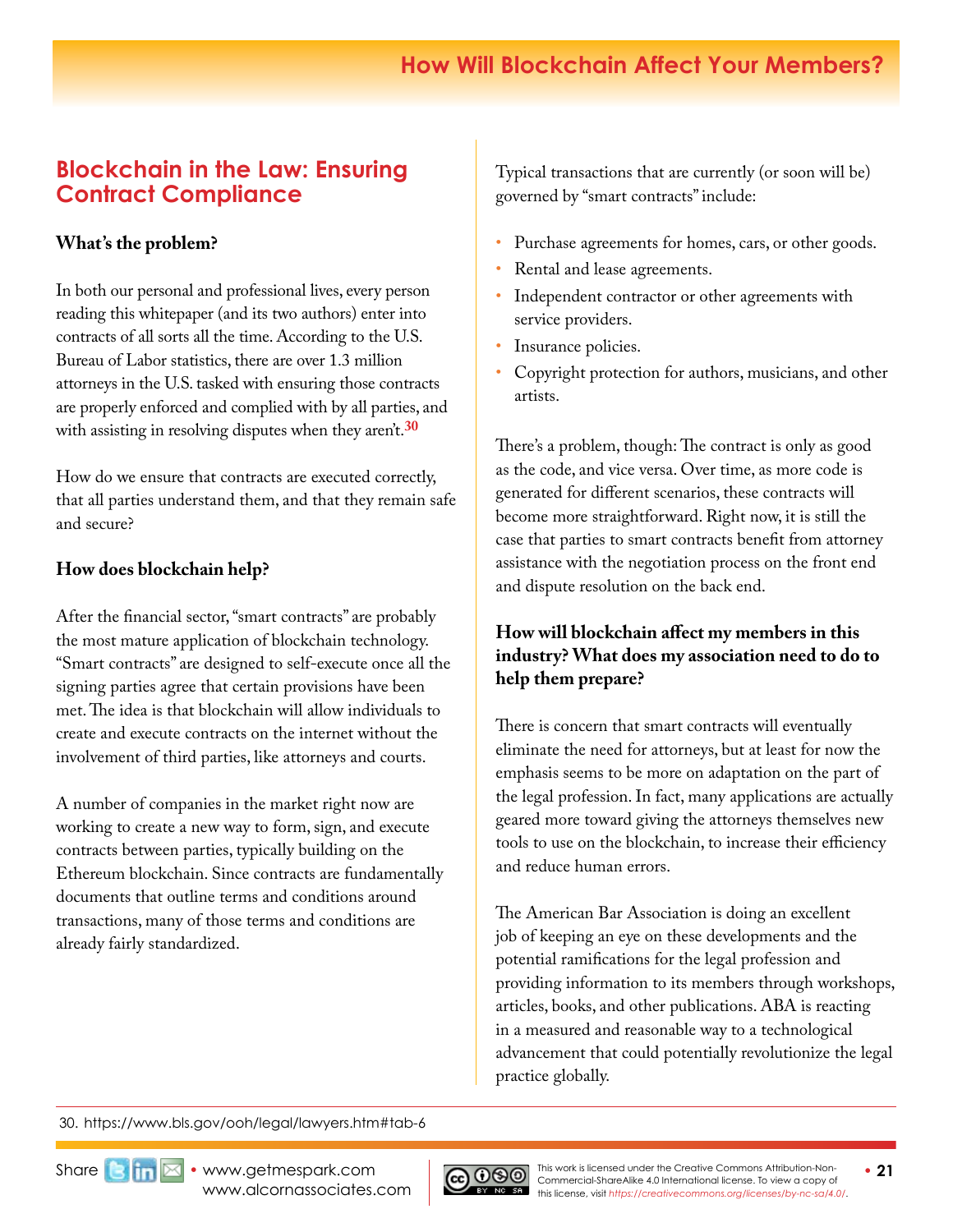## Blockchain in the Law: Ensuring Contract Compliance

### What's the problem?

In both our personal and professional lives, every person reading this whitepaper (and its two authors) enter into contracts of all sorts all the time. According to the U.S. Bureau of Labor statistics, there are over 1.3 million attorneys in the U.S. tasked with ensuring those contracts are properly enforced and complied with by all parties, and with assisting in resolving disputes when they aren't.[30]

How do we ensure that contracts are executed correctly, that all parties understand them, and that they remain safe and secure?

### How does blockchain help?

After the financial sector, "smart contracts" are probably the most mature application of blockchain technology. "Smart contracts" are designed to self-execute once all the signing parties agree that certain provisions have been met. The idea is that blockchain will allow individuals to create and execute contracts on the internet without the involvement of third parties, like attorneys and courts.

A number of companies in the market right now are working to create a new way to form, sign, and execute contracts between parties, typically building on the Ethereum blockchain. Since contracts are fundamentally documents that outline terms and conditions around transactions, many of those terms and conditions are already fairly standardized.

Typical transactions that are currently (or soon will be) governed by "smart contracts" include:

- Purchase agreements for homes, cars, or other goods.
- Rental and lease agreements.
- Independent contractor or other agreements with service providers.
- Insurance policies.
- Copyright protection for authors, musicians, and other artists.

There's a problem, though: The contract is only as good as the code, and vice versa. Over time, as more code is generated for different scenarios, these contracts will become more straightforward. Right now, it is still the case that parties to smart contracts benefit from attorney assistance with the negotiation process on the front end and dispute resolution on the back end.

### How will blockchain affect my members in this industry? What does my association need to do to help them prepare?

There is concern that smart contracts will eventually eliminate the need for attorneys, but at least for now the emphasis seems to be more on adaptation on the part of the legal profession. In fact, many applications are actually geared more toward giving the attorneys themselves new tools to use on the blockchain, to increase their efficiency and reduce human errors.

The American Bar Association is doing an excellent job of keeping an eye on these developments and the potential ramifications for the legal profession and providing information to its members through workshops, articles, books, and other publications. ABA is reacting in a measured and reasonable way to a technological advancement that could potentially revolutionize the legal practice globally.

30. https://www.bls.gov/ooh/legal/lawyers.htm#tab-6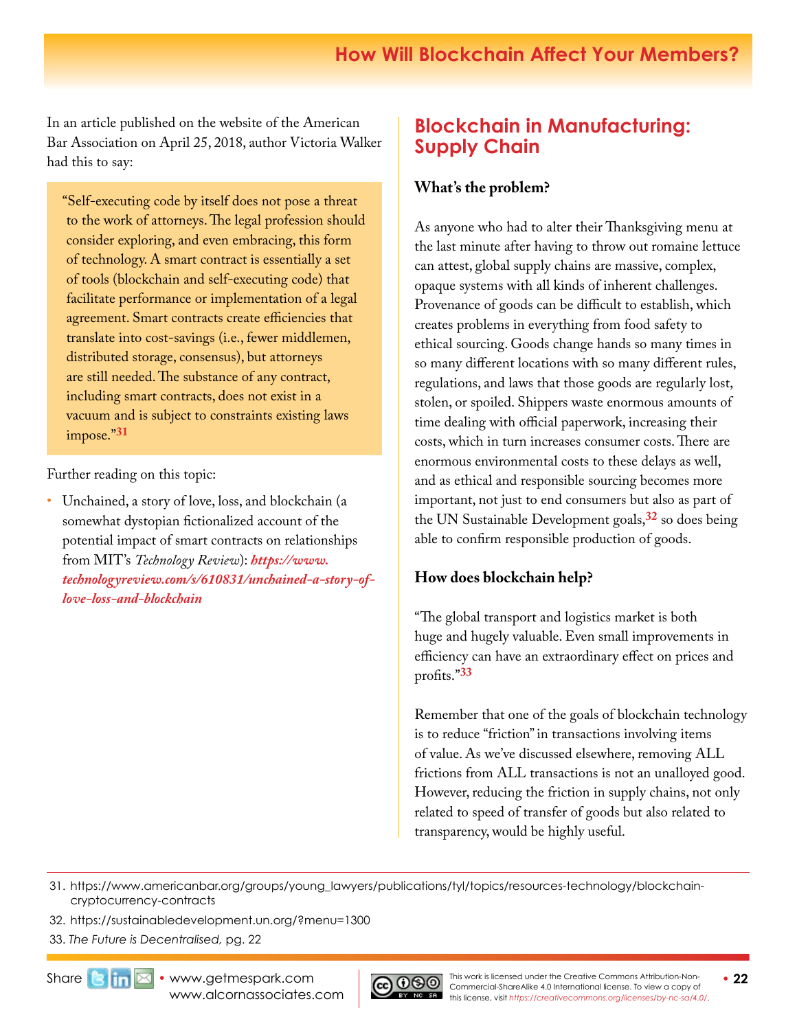In an article published on the website of the American Bar Association on April 25, 2018, author Victoria Walker had this to say:

> "Self-executing code by itself does not pose a threat to the work of attorneys. The legal profession should consider exploring, and even embracing, this form of technology. A smart contract is essentially a set of tools (blockchain and self-executing code) that facilitate performance or implementation of a legal agreement. Smart contracts create efficiencies that translate into cost-savings (i.e., fewer middlemen, distributed storage, consensus), but attorneys are still needed. The substance of any contract, including smart contracts, does not exist in a vacuum and is subject to constraints existing laws impose."[31]

Further reading on this topic:

- Unchained, a story of love, loss, and blockchain (a somewhat dystopian fictionalized account of the potential impact of smart contracts on relationships from MIT's *Technology Review*): ***https://www.technologyreview.com/s/610831/unchained-a-story-of-love-loss-and-blockchain***

## Blockchain in Manufacturing: Supply Chain

### What's the problem?

As anyone who had to alter their Thanksgiving menu at the last minute after having to throw out romaine lettuce can attest, global supply chains are massive, complex, opaque systems with all kinds of inherent challenges. Provenance of goods can be difficult to establish, which creates problems in everything from food safety to ethical sourcing. Goods change hands so many times in so many different locations with so many different rules, regulations, and laws that those goods are regularly lost, stolen, or spoiled. Shippers waste enormous amounts of time dealing with official paperwork, increasing their costs, which in turn increases consumer costs. There are enormous environmental costs to these delays as well, and as ethical and responsible sourcing becomes more important, not just to end consumers but also as part of the UN Sustainable Development goals,[32] so does being able to confirm responsible production of goods.

### How does blockchain help?

"The global transport and logistics market is both huge and hugely valuable. Even small improvements in efficiency can have an extraordinary effect on prices and profits."[33]

Remember that one of the goals of blockchain technology is to reduce "friction" in transactions involving items of value. As we've discussed elsewhere, removing ALL frictions from ALL transactions is not an unalloyed good. However, reducing the friction in supply chains, not only related to speed of transfer of goods but also related to transparency, would be highly useful.

---

31. https://www.americanbar.org/groups/young_lawyers/publications/tyl/topics/resources-technology/blockchain-cryptocurrency-contracts
32. https://sustainabledevelopment.un.org/?menu=1300
33. *The Future is Decentralised,* pg. 22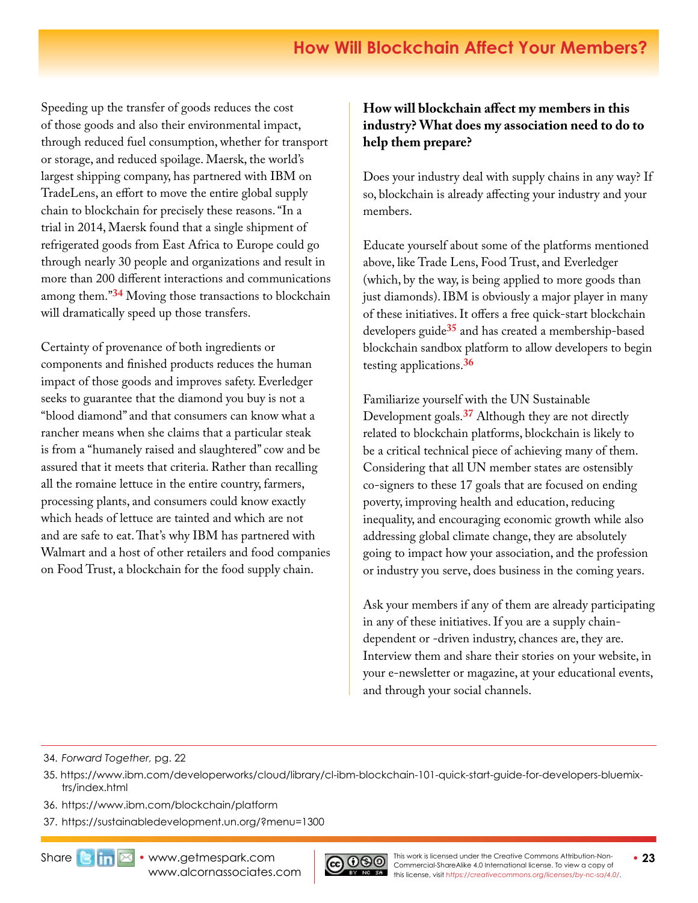Speeding up the transfer of goods reduces the cost of those goods and also their environmental impact, through reduced fuel consumption, whether for transport or storage, and reduced spoilage. Maersk, the world's largest shipping company, has partnered with IBM on TradeLens, an effort to move the entire global supply chain to blockchain for precisely these reasons. "In a trial in 2014, Maersk found that a single shipment of refrigerated goods from East Africa to Europe could go through nearly 30 people and organizations and result in more than 200 different interactions and communications among them."[34] Moving those transactions to blockchain will dramatically speed up those transfers.

Certainty of provenance of both ingredients or components and finished products reduces the human impact of those goods and improves safety. Everledger seeks to guarantee that the diamond you buy is not a "blood diamond" and that consumers can know what a rancher means when she claims that a particular steak is from a "humanely raised and slaughtered" cow and be assured that it meets that criteria. Rather than recalling all the romaine lettuce in the entire country, farmers, processing plants, and consumers could know exactly which heads of lettuce are tainted and which are not and are safe to eat. That's why IBM has partnered with Walmart and a host of other retailers and food companies on Food Trust, a blockchain for the food supply chain.

**How will blockchain affect my members in this industry? What does my association need to do to help them prepare?**

Does your industry deal with supply chains in any way? If so, blockchain is already affecting your industry and your members.

Educate yourself about some of the platforms mentioned above, like Trade Lens, Food Trust, and Everledger (which, by the way, is being applied to more goods than just diamonds). IBM is obviously a major player in many of these initiatives. It offers a free quick-start blockchain developers guide[35] and has created a membership-based blockchain sandbox platform to allow developers to begin testing applications.[36]

Familiarize yourself with the UN Sustainable Development goals.[37] Although they are not directly related to blockchain platforms, blockchain is likely to be a critical technical piece of achieving many of them. Considering that all UN member states are ostensibly co-signers to these 17 goals that are focused on ending poverty, improving health and education, reducing inequality, and encouraging economic growth while also addressing global climate change, they are absolutely going to impact how your association, and the profession or industry you serve, does business in the coming years.

Ask your members if any of them are already participating in any of these initiatives. If you are a supply chain-dependent or -driven industry, chances are, they are. Interview them and share their stories on your website, in your e-newsletter or magazine, at your educational events, and through your social channels.

---

34. *Forward Together,* pg. 22
35. https://www.ibm.com/developerworks/cloud/library/cl-ibm-blockchain-101-quick-start-guide-for-developers-bluemix-trs/index.html
36. https://www.ibm.com/blockchain/platform
37. https://sustainabledevelopment.un.org/?menu=1300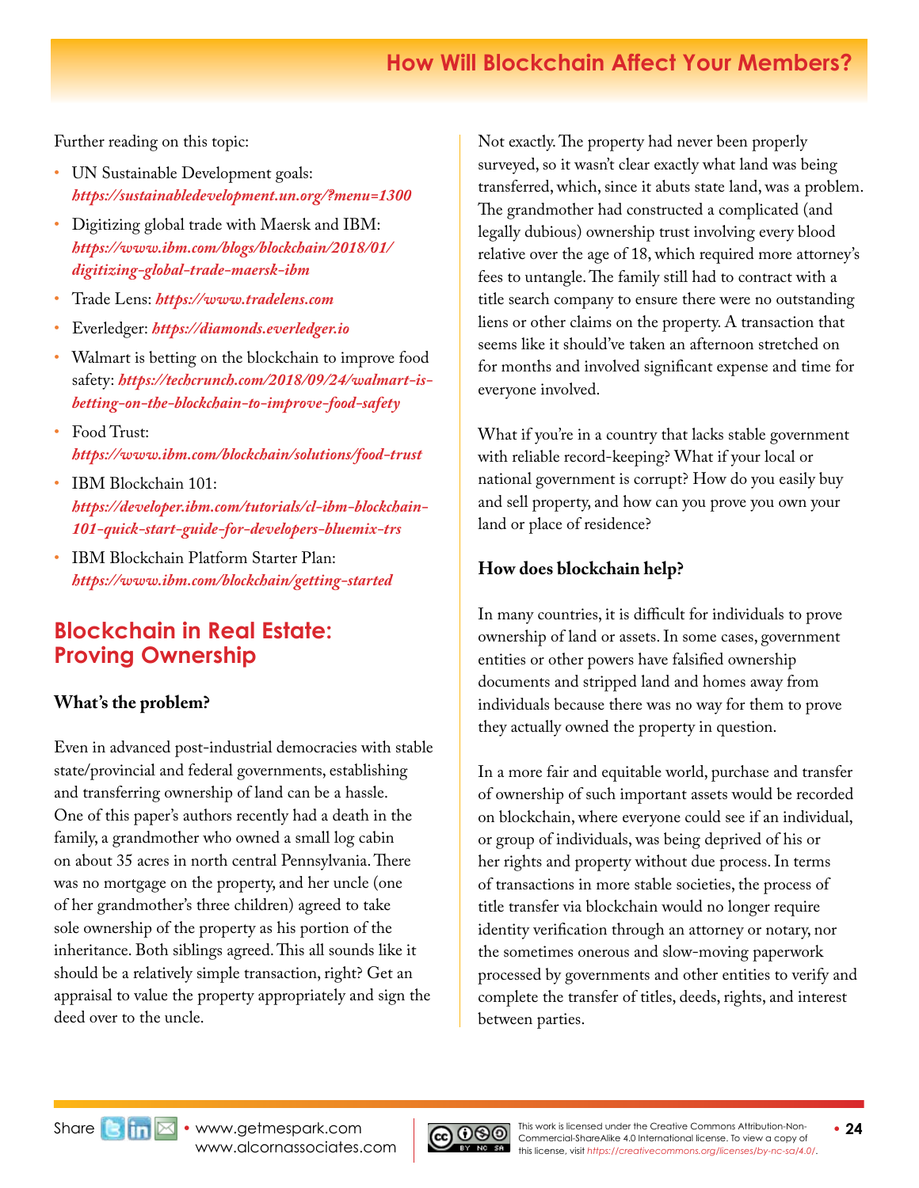Further reading on this topic:

- UN Sustainable Development goals: ***https://sustainabledevelopment.un.org/?menu=1300***
- Digitizing global trade with Maersk and IBM: ***https://www.ibm.com/blogs/blockchain/2018/01/digitizing-global-trade-maersk-ibm***
- Trade Lens: ***https://www.tradelens.com***
- Everledger: ***https://diamonds.everledger.io***
- Walmart is betting on the blockchain to improve food safety: ***https://techcrunch.com/2018/09/24/walmart-is-betting-on-the-blockchain-to-improve-food-safety***
- Food Trust: ***https://www.ibm.com/blockchain/solutions/food-trust***
- IBM Blockchain 101: ***https://developer.ibm.com/tutorials/cl-ibm-blockchain-101-quick-start-guide-for-developers-bluemix-trs***
- IBM Blockchain Platform Starter Plan: ***https://www.ibm.com/blockchain/getting-started***

## Blockchain in Real Estate: Proving Ownership

### What's the problem?

Even in advanced post-industrial democracies with stable state/provincial and federal governments, establishing and transferring ownership of land can be a hassle. One of this paper's authors recently had a death in the family, a grandmother who owned a small log cabin on about 35 acres in north central Pennsylvania. There was no mortgage on the property, and her uncle (one of her grandmother's three children) agreed to take sole ownership of the property as his portion of the inheritance. Both siblings agreed. This all sounds like it should be a relatively simple transaction, right? Get an appraisal to value the property appropriately and sign the deed over to the uncle.

Not exactly. The property had never been properly surveyed, so it wasn't clear exactly what land was being transferred, which, since it abuts state land, was a problem. The grandmother had constructed a complicated (and legally dubious) ownership trust involving every blood relative over the age of 18, which required more attorney's fees to untangle. The family still had to contract with a title search company to ensure there were no outstanding liens or other claims on the property. A transaction that seems like it should've taken an afternoon stretched on for months and involved significant expense and time for everyone involved.

What if you're in a country that lacks stable government with reliable record-keeping? What if your local or national government is corrupt? How do you easily buy and sell property, and how can you prove you own your land or place of residence?

### How does blockchain help?

In many countries, it is difficult for individuals to prove ownership of land or assets. In some cases, government entities or other powers have falsified ownership documents and stripped land and homes away from individuals because there was no way for them to prove they actually owned the property in question.

In a more fair and equitable world, purchase and transfer of ownership of such important assets would be recorded on blockchain, where everyone could see if an individual, or group of individuals, was being deprived of his or her rights and property without due process. In terms of transactions in more stable societies, the process of title transfer via blockchain would no longer require identity verification through an attorney or notary, nor the sometimes onerous and slow-moving paperwork processed by governments and other entities to verify and complete the transfer of titles, deeds, rights, and interest between parties.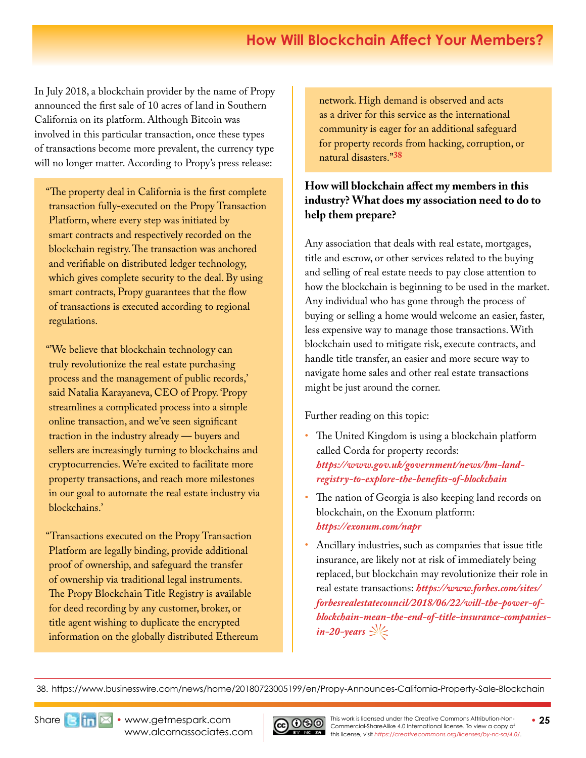## How Will Blockchain Affect Your Members?

In July 2018, a blockchain provider by the name of Propy announced the first sale of 10 acres of land in Southern California on its platform. Although Bitcoin was involved in this particular transaction, once these types of transactions become more prevalent, the currency type will no longer matter. According to Propy's press release:

> "The property deal in California is the first complete transaction fully-executed on the Propy Transaction Platform, where every step was initiated by smart contracts and respectively recorded on the blockchain registry. The transaction was anchored and verifiable on distributed ledger technology, which gives complete security to the deal. By using smart contracts, Propy guarantees that the flow of transactions is executed according to regional regulations.
>
> "'We believe that blockchain technology can truly revolutionize the real estate purchasing process and the management of public records,' said Natalia Karayaneva, CEO of Propy. 'Propy streamlines a complicated process into a simple online transaction, and we've seen significant traction in the industry already — buyers and sellers are increasingly turning to blockchains and cryptocurrencies. We're excited to facilitate more property transactions, and reach more milestones in our goal to automate the real estate industry via blockchains.'
>
> "Transactions executed on the Propy Transaction Platform are legally binding, provide additional proof of ownership, and safeguard the transfer of ownership via traditional legal instruments. The Propy Blockchain Title Registry is available for deed recording by any customer, broker, or title agent wishing to duplicate the encrypted information on the globally distributed Ethereum network. High demand is observed and acts as a driver for this service as the international community is eager for an additional safeguard for property records from hacking, corruption, or natural disasters."[38]

### How will blockchain affect my members in this industry? What does my association need to do to help them prepare?

Any association that deals with real estate, mortgages, title and escrow, or other services related to the buying and selling of real estate needs to pay close attention to how the blockchain is beginning to be used in the market. Any individual who has gone through the process of buying or selling a home would welcome an easier, faster, less expensive way to manage those transactions. With blockchain used to mitigate risk, execute contracts, and handle title transfer, an easier and more secure way to navigate home sales and other real estate transactions might be just around the corner.

Further reading on this topic:

- The United Kingdom is using a blockchain platform called Corda for property records: ***https://www.gov.uk/government/news/hm-land-registry-to-explore-the-benefits-of-blockchain***
- The nation of Georgia is also keeping land records on blockchain, on the Exonum platform: ***https://exonum.com/napr***
- Ancillary industries, such as companies that issue title insurance, are likely not at risk of immediately being replaced, but blockchain may revolutionize their role in real estate transactions: ***https://www.forbes.com/sites/forbesrealestatecouncil/2018/06/22/will-the-power-of-blockchain-mean-the-end-of-title-insurance-companies-in-20-years***

38. https://www.businesswire.com/news/home/20180723005199/en/Propy-Announces-California-Property-Sale-Blockchain

Share • www.getmespark.com www.alcornassociates.com

This work is licensed under the Creative Commons Attribution-NonCommercial-ShareAlike 4.0 International license. To view a copy of this license, visit *https://creativecommons.org/licenses/by-nc-sa/4.0/*.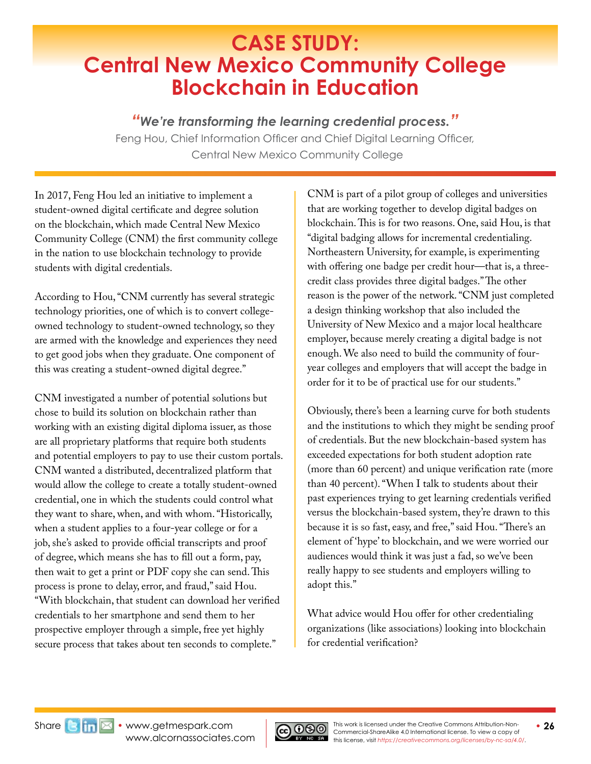# CASE STUDY: Central New Mexico Community College Blockchain in Education

> ***"We're transforming the learning credential process."***
>
> Feng Hou, Chief Information Officer and Chief Digital Learning Officer, Central New Mexico Community College

In 2017, Feng Hou led an initiative to implement a student-owned digital certificate and degree solution on the blockchain, which made Central New Mexico Community College (CNM) the first community college in the nation to use blockchain technology to provide students with digital credentials.

According to Hou, "CNM currently has several strategic technology priorities, one of which is to convert college-owned technology to student-owned technology, so they are armed with the knowledge and experiences they need to get good jobs when they graduate. One component of this was creating a student-owned digital degree."

CNM investigated a number of potential solutions but chose to build its solution on blockchain rather than working with an existing digital diploma issuer, as those are all proprietary platforms that require both students and potential employers to pay to use their custom portals. CNM wanted a distributed, decentralized platform that would allow the college to create a totally student-owned credential, one in which the students could control what they want to share, when, and with whom. "Historically, when a student applies to a four-year college or for a job, she's asked to provide official transcripts and proof of degree, which means she has to fill out a form, pay, then wait to get a print or PDF copy she can send. This process is prone to delay, error, and fraud," said Hou. "With blockchain, that student can download her verified credentials to her smartphone and send them to her prospective employer through a simple, free yet highly secure process that takes about ten seconds to complete."

CNM is part of a pilot group of colleges and universities that are working together to develop digital badges on blockchain. This is for two reasons. One, said Hou, is that "digital badging allows for incremental credentialing. Northeastern University, for example, is experimenting with offering one badge per credit hour—that is, a three-credit class provides three digital badges." The other reason is the power of the network. "CNM just completed a design thinking workshop that also included the University of New Mexico and a major local healthcare employer, because merely creating a digital badge is not enough. We also need to build the community of four-year colleges and employers that will accept the badge in order for it to be of practical use for our students."

Obviously, there's been a learning curve for both students and the institutions to which they might be sending proof of credentials. But the new blockchain-based system has exceeded expectations for both student adoption rate (more than 60 percent) and unique verification rate (more than 40 percent). "When I talk to students about their past experiences trying to get learning credentials verified versus the blockchain-based system, they're drawn to this because it is so fast, easy, and free," said Hou. "There's an element of 'hype' to blockchain, and we were worried our audiences would think it was just a fad, so we've been really happy to see students and employers willing to adopt this."

What advice would Hou offer for other credentialing organizations (like associations) looking into blockchain for credential verification?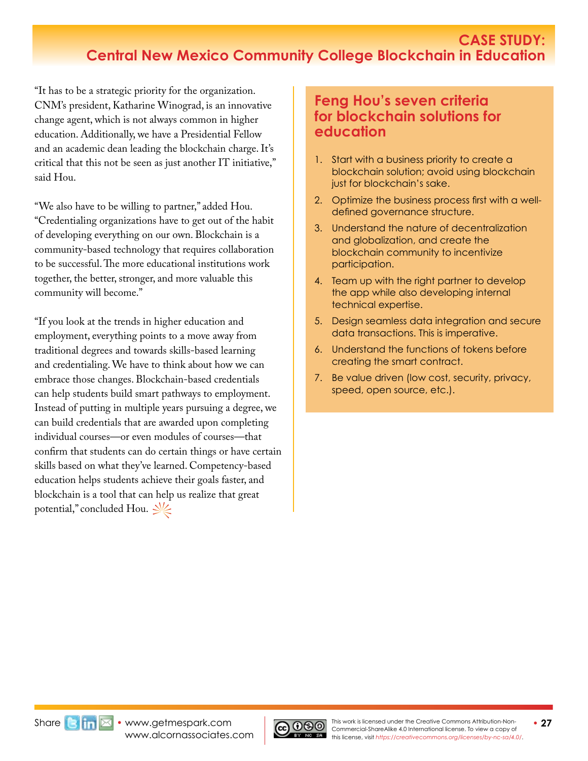“It has to be a strategic priority for the organization. CNM’s president, Katharine Winograd, is an innovative change agent, which is not always common in higher education. Additionally, we have a Presidential Fellow and an academic dean leading the blockchain charge. It’s critical that this not be seen as just another IT initiative,” said Hou.

“We also have to be willing to partner,” added Hou. “Credentialing organizations have to get out of the habit of developing everything on our own. Blockchain is a community-based technology that requires collaboration to be successful. The more educational institutions work together, the better, stronger, and more valuable this community will become.”

“If you look at the trends in higher education and employment, everything points to a move away from traditional degrees and towards skills-based learning and credentialing. We have to think about how we can embrace those changes. Blockchain-based credentials can help students build smart pathways to employment. Instead of putting in multiple years pursuing a degree, we can build credentials that are awarded upon completing individual courses—or even modules of courses—that confirm that students can do certain things or have certain skills based on what they’ve learned. Competency-based education helps students achieve their goals faster, and blockchain is a tool that can help us realize that great potential,” concluded Hou.

## Feng Hou’s seven criteria for blockchain solutions for education

1. Start with a business priority to create a blockchain solution; avoid using blockchain just for blockchain’s sake.
2. Optimize the business process first with a well-defined governance structure.
3. Understand the nature of decentralization and globalization, and create the blockchain community to incentivize participation.
4. Team up with the right partner to develop the app while also developing internal technical expertise.
5. Design seamless data integration and secure data transactions. This is imperative.
6. Understand the functions of tokens before creating the smart contract.
7. Be value driven (low cost, security, privacy, speed, open source, etc.).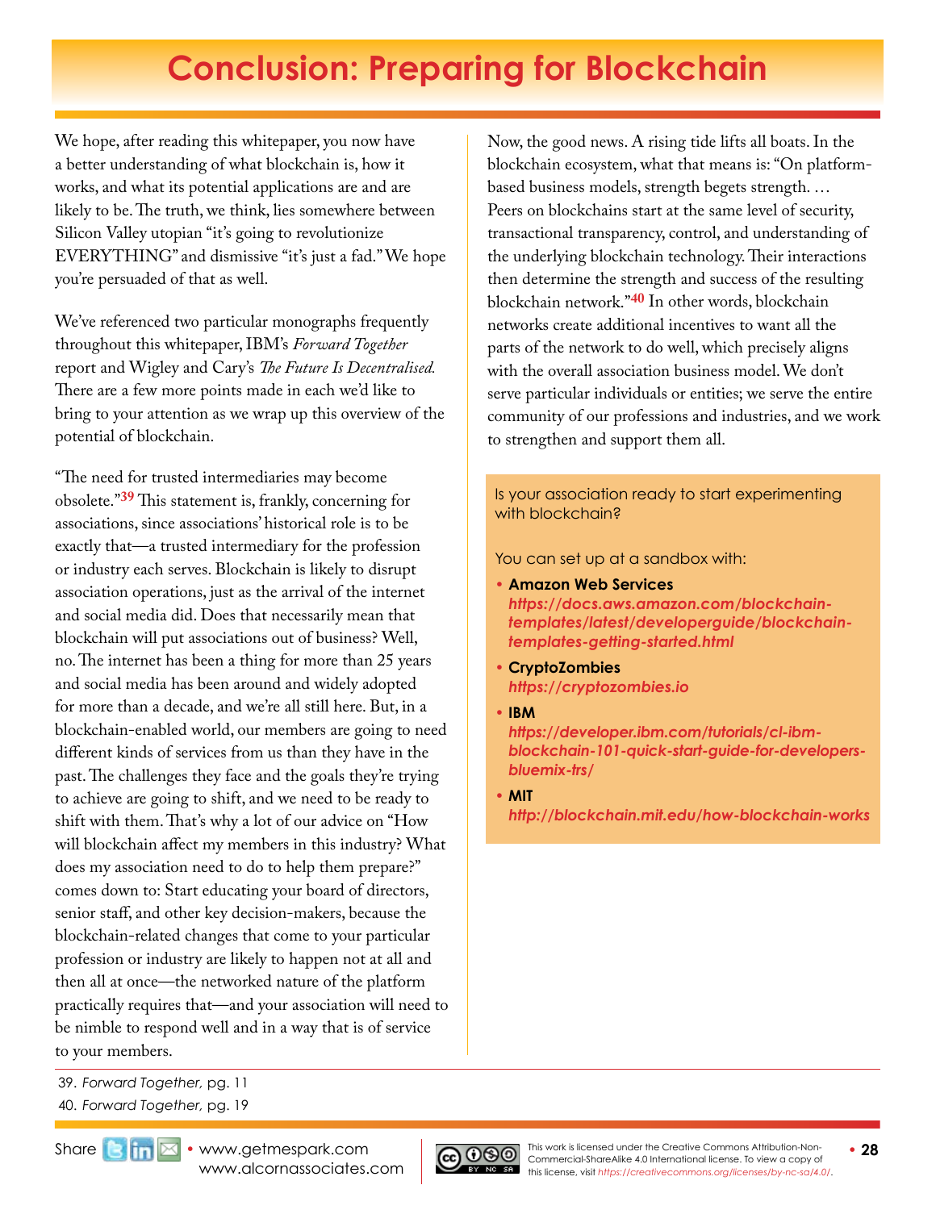# Conclusion: Preparing for Blockchain

We hope, after reading this whitepaper, you now have a better understanding of what blockchain is, how it works, and what its potential applications are and are likely to be. The truth, we think, lies somewhere between Silicon Valley utopian "it's going to revolutionize EVERYTHING" and dismissive "it's just a fad." We hope you're persuaded of that as well.

We've referenced two particular monographs frequently throughout this whitepaper, IBM's *Forward Together* report and Wigley and Cary's *The Future Is Decentralised.* There are a few more points made in each we'd like to bring to your attention as we wrap up this overview of the potential of blockchain.

"The need for trusted intermediaries may become obsolete."[39] This statement is, frankly, concerning for associations, since associations' historical role is to be exactly that—a trusted intermediary for the profession or industry each serves. Blockchain is likely to disrupt association operations, just as the arrival of the internet and social media did. Does that necessarily mean that blockchain will put associations out of business? Well, no. The internet has been a thing for more than 25 years and social media has been around and widely adopted for more than a decade, and we're all still here. But, in a blockchain-enabled world, our members are going to need different kinds of services from us than they have in the past. The challenges they face and the goals they're trying to achieve are going to shift, and we need to be ready to shift with them. That's why a lot of our advice on "How will blockchain affect my members in this industry? What does my association need to do to help them prepare?" comes down to: Start educating your board of directors, senior staff, and other key decision-makers, because the blockchain-related changes that come to your particular profession or industry are likely to happen not at all and then all at once—the networked nature of the platform practically requires that—and your association will need to be nimble to respond well and in a way that is of service to your members.

Now, the good news. A rising tide lifts all boats. In the blockchain ecosystem, what that means is: "On platform-based business models, strength begets strength. … Peers on blockchains start at the same level of security, transactional transparency, control, and understanding of the underlying blockchain technology. Their interactions then determine the strength and success of the resulting blockchain network."[40] In other words, blockchain networks create additional incentives to want all the parts of the network to do well, which precisely aligns with the overall association business model. We don't serve particular individuals or entities; we serve the entire community of our professions and industries, and we work to strengthen and support them all.

Is your association ready to start experimenting with blockchain?

You can set up at a sandbox with:

- **Amazon Web Services**
  *https://docs.aws.amazon.com/blockchain-templates/latest/developerguide/blockchain-templates-getting-started.html*
- **CryptoZombies**
  *https://cryptozombies.io*
- **IBM**
  *https://developer.ibm.com/tutorials/cl-ibm-blockchain-101-quick-start-guide-for-developers-bluemix-trs/*
- **MIT**
  *http://blockchain.mit.edu/how-blockchain-works*

39. *Forward Together,* pg. 11
40. *Forward Together,* pg. 19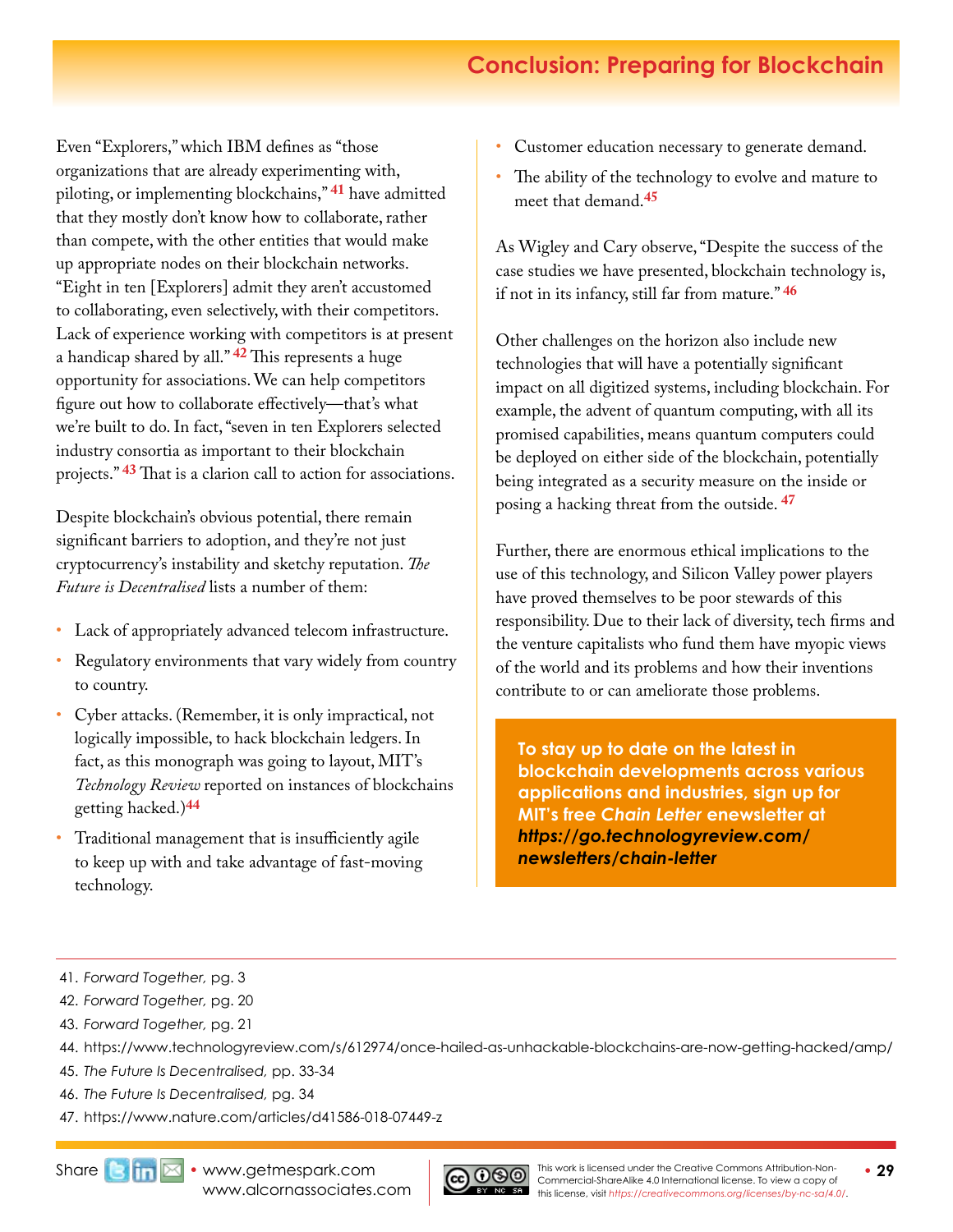# Conclusion: Preparing for Blockchain

Even "Explorers," which IBM defines as "those organizations that are already experimenting with, piloting, or implementing blockchains,"[41] have admitted that they mostly don't know how to collaborate, rather than compete, with the other entities that would make up appropriate nodes on their blockchain networks. "Eight in ten [Explorers] admit they aren't accustomed to collaborating, even selectively, with their competitors. Lack of experience working with competitors is at present a handicap shared by all."[42] This represents a huge opportunity for associations. We can help competitors figure out how to collaborate effectively—that's what we're built to do. In fact, "seven in ten Explorers selected industry consortia as important to their blockchain projects."[43] That is a clarion call to action for associations.

Despite blockchain's obvious potential, there remain significant barriers to adoption, and they're not just cryptocurrency's instability and sketchy reputation. *The Future is Decentralised* lists a number of them:

- Lack of appropriately advanced telecom infrastructure.
- Regulatory environments that vary widely from country to country.
- Cyber attacks. (Remember, it is only impractical, not logically impossible, to hack blockchain ledgers. In fact, as this monograph was going to layout, MIT's *Technology Review* reported on instances of blockchains getting hacked.)[44]
- Traditional management that is insufficiently agile to keep up with and take advantage of fast-moving technology.
- Customer education necessary to generate demand.
- The ability of the technology to evolve and mature to meet that demand.[45]

As Wigley and Cary observe, "Despite the success of the case studies we have presented, blockchain technology is, if not in its infancy, still far from mature."[46]

Other challenges on the horizon also include new technologies that will have a potentially significant impact on all digitized systems, including blockchain. For example, the advent of quantum computing, with all its promised capabilities, means quantum computers could be deployed on either side of the blockchain, potentially being integrated as a security measure on the inside or posing a hacking threat from the outside.[47]

Further, there are enormous ethical implications to the use of this technology, and Silicon Valley power players have proved themselves to be poor stewards of this responsibility. Due to their lack of diversity, tech firms and the venture capitalists who fund them have myopic views of the world and its problems and how their inventions contribute to or can ameliorate those problems.

**To stay up to date on the latest in blockchain developments across various applications and industries, sign up for MIT's free *Chain Letter* enewsletter at *https://go.technologyreview.com/newsletters/chain-letter***

---

41. *Forward Together,* pg. 3
42. *Forward Together,* pg. 20
43. *Forward Together,* pg. 21
44. https://www.technologyreview.com/s/612974/once-hailed-as-unhackable-blockchains-are-now-getting-hacked/amp/
45. *The Future Is Decentralised,* pp. 33-34
46. *The Future Is Decentralised,* pg. 34
47. https://www.nature.com/articles/d41586-018-07449-z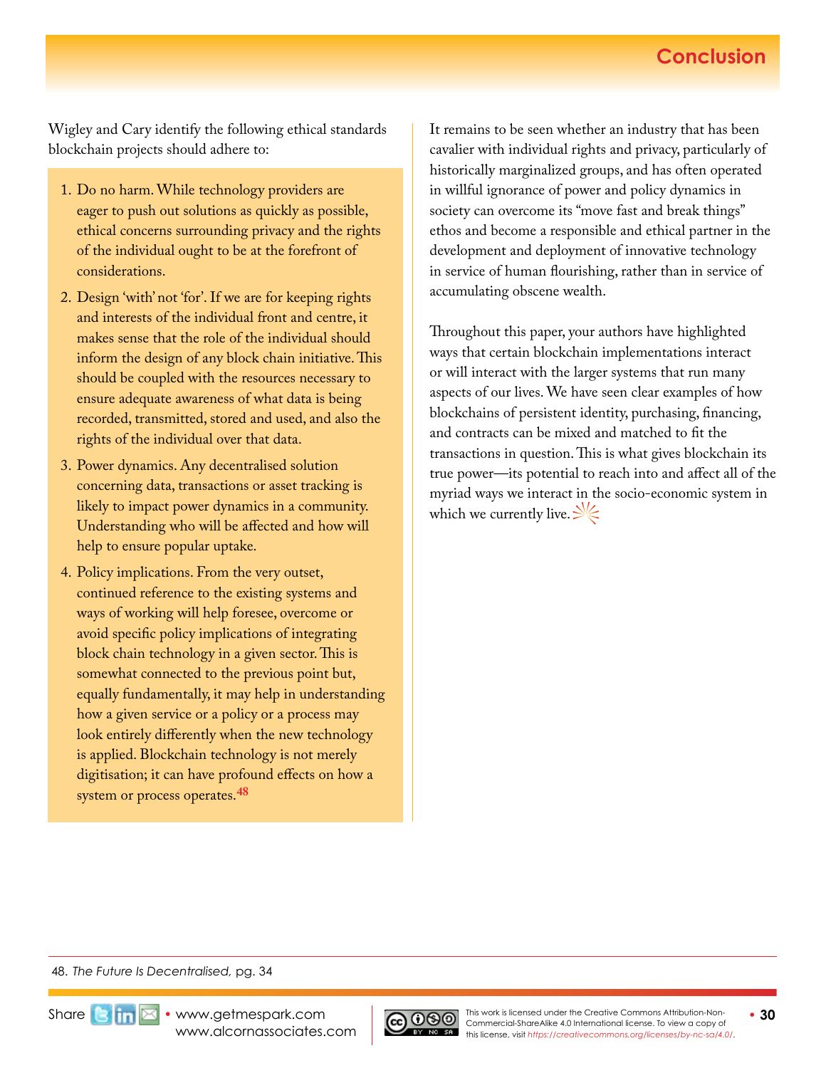# Conclusion

Wigley and Cary identify the following ethical standards blockchain projects should adhere to:

1. Do no harm. While technology providers are eager to push out solutions as quickly as possible, ethical concerns surrounding privacy and the rights of the individual ought to be at the forefront of considerations.
2. Design 'with' not 'for'. If we are for keeping rights and interests of the individual front and centre, it makes sense that the role of the individual should inform the design of any block chain initiative. This should be coupled with the resources necessary to ensure adequate awareness of what data is being recorded, transmitted, stored and used, and also the rights of the individual over that data.
3. Power dynamics. Any decentralised solution concerning data, transactions or asset tracking is likely to impact power dynamics in a community. Understanding who will be affected and how will help to ensure popular uptake.
4. Policy implications. From the very outset, continued reference to the existing systems and ways of working will help foresee, overcome or avoid specific policy implications of integrating block chain technology in a given sector. This is somewhat connected to the previous point but, equally fundamentally, it may help in understanding how a given service or a policy or a process may look entirely differently when the new technology is applied. Blockchain technology is not merely digitisation; it can have profound effects on how a system or process operates.[48]

It remains to be seen whether an industry that has been cavalier with individual rights and privacy, particularly of historically marginalized groups, and has often operated in willful ignorance of power and policy dynamics in society can overcome its "move fast and break things" ethos and become a responsible and ethical partner in the development and deployment of innovative technology in service of human flourishing, rather than in service of accumulating obscene wealth.

Throughout this paper, your authors have highlighted ways that certain blockchain implementations interact or will interact with the larger systems that run many aspects of our lives. We have seen clear examples of how blockchains of persistent identity, purchasing, financing, and contracts can be mixed and matched to fit the transactions in question. This is what gives blockchain its true power—its potential to reach into and affect all of the myriad ways we interact in the socio-economic system in which we currently live.

48. *The Future Is Decentralised,* pg. 34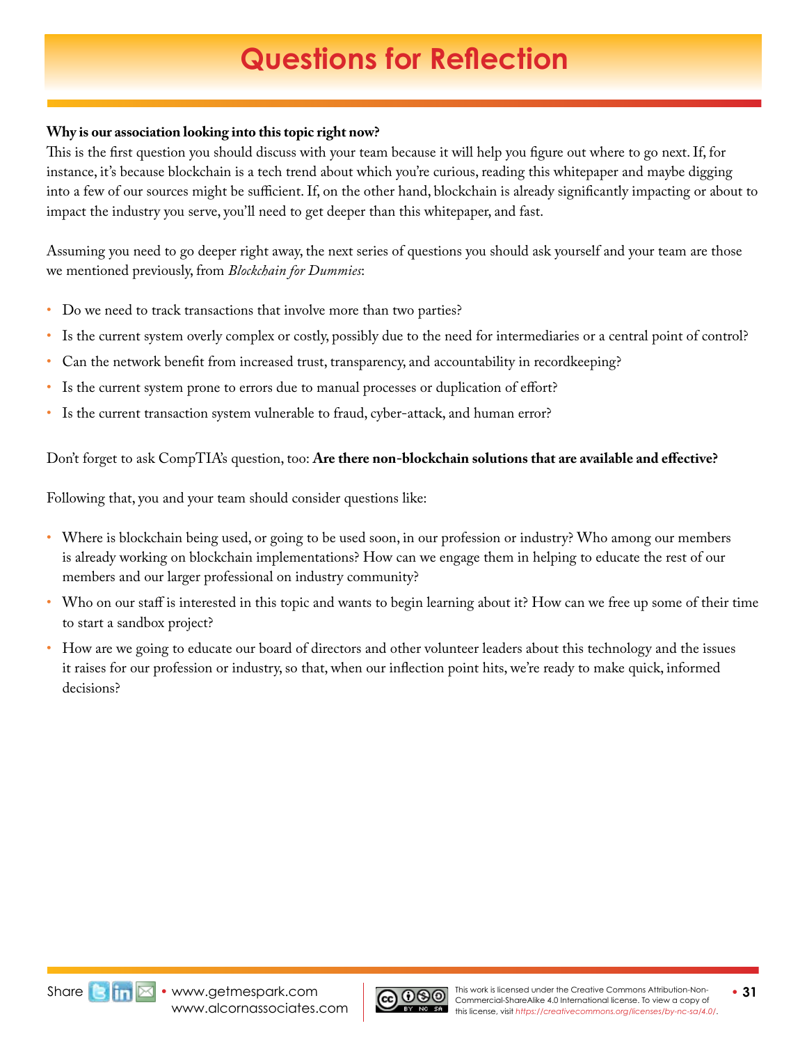# Questions for Reflection

**Why is our association looking into this topic right now?**

This is the first question you should discuss with your team because it will help you figure out where to go next. If, for instance, it's because blockchain is a tech trend about which you're curious, reading this whitepaper and maybe digging into a few of our sources might be sufficient. If, on the other hand, blockchain is already significantly impacting or about to impact the industry you serve, you'll need to get deeper than this whitepaper, and fast.

Assuming you need to go deeper right away, the next series of questions you should ask yourself and your team are those we mentioned previously, from *Blockchain for Dummies*:

- Do we need to track transactions that involve more than two parties?
- Is the current system overly complex or costly, possibly due to the need for intermediaries or a central point of control?
- Can the network benefit from increased trust, transparency, and accountability in recordkeeping?
- Is the current system prone to errors due to manual processes or duplication of effort?
- Is the current transaction system vulnerable to fraud, cyber-attack, and human error?

Don't forget to ask CompTIA's question, too: **Are there non-blockchain solutions that are available and effective?**

Following that, you and your team should consider questions like:

- Where is blockchain being used, or going to be used soon, in our profession or industry? Who among our members is already working on blockchain implementations? How can we engage them in helping to educate the rest of our members and our larger professional on industry community?
- Who on our staff is interested in this topic and wants to begin learning about it? How can we free up some of their time to start a sandbox project?
- How are we going to educate our board of directors and other volunteer leaders about this technology and the issues it raises for our profession or industry, so that, when our inflection point hits, we're ready to make quick, informed decisions?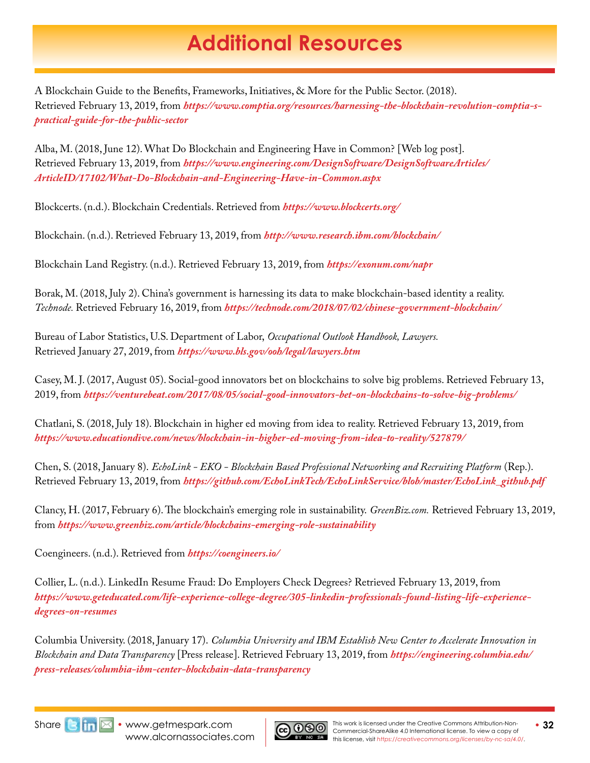# Additional Resources

A Blockchain Guide to the Benefits, Frameworks, Initiatives, & More for the Public Sector. (2018). Retrieved February 13, 2019, from ***https://www.comptia.org/resources/harnessing-the-blockchain-revolution-comptia-s-practical-guide-for-the-public-sector***

Alba, M. (2018, June 12). What Do Blockchain and Engineering Have in Common? [Web log post]. Retrieved February 13, 2019, from ***https://www.engineering.com/DesignSoftware/DesignSoftwareArticles/ArticleID/17102/What-Do-Blockchain-and-Engineering-Have-in-Common.aspx***

Blockcerts. (n.d.). Blockchain Credentials. Retrieved from ***https://www.blockcerts.org/***

Blockchain. (n.d.). Retrieved February 13, 2019, from ***http://www.research.ibm.com/blockchain/***

Blockchain Land Registry. (n.d.). Retrieved February 13, 2019, from ***https://exonum.com/napr***

Borak, M. (2018, July 2). China's government is harnessing its data to make blockchain-based identity a reality. *Technode.* Retrieved February 16, 2019, from ***https://technode.com/2018/07/02/chinese-government-blockchain/***

Bureau of Labor Statistics, U.S. Department of Labor, *Occupational Outlook Handbook, Lawyers.* Retrieved January 27, 2019, from ***https://www.bls.gov/ooh/legal/lawyers.htm***

Casey, M. J. (2017, August 05). Social-good innovators bet on blockchains to solve big problems. Retrieved February 13, 2019, from ***https://venturebeat.com/2017/08/05/social-good-innovators-bet-on-blockchains-to-solve-big-problems/***

Chatlani, S. (2018, July 18). Blockchain in higher ed moving from idea to reality. Retrieved February 13, 2019, from ***https://www.educationdive.com/news/blockchain-in-higher-ed-moving-from-idea-to-reality/527879/***

Chen, S. (2018, January 8). *EchoLink - EKO - Blockchain Based Professional Networking and Recruiting Platform* (Rep.). Retrieved February 13, 2019, from ***https://github.com/EchoLinkTech/EchoLinkService/blob/master/EchoLink_github.pdf***

Clancy, H. (2017, February 6). The blockchain's emerging role in sustainability. *GreenBiz.com.* Retrieved February 13, 2019, from ***https://www.greenbiz.com/article/blockchains-emerging-role-sustainability***

Coengineers. (n.d.). Retrieved from ***https://coengineers.io/***

Collier, L. (n.d.). LinkedIn Resume Fraud: Do Employers Check Degrees? Retrieved February 13, 2019, from ***https://www.geteducated.com/life-experience-college-degree/305-linkedin-professionals-found-listing-life-experience-degrees-on-resumes***

Columbia University. (2018, January 17). *Columbia University and IBM Establish New Center to Accelerate Innovation in Blockchain and Data Transparency* [Press release]. Retrieved February 13, 2019, from ***https://engineering.columbia.edu/press-releases/columbia-ibm-center-blockchain-data-transparency***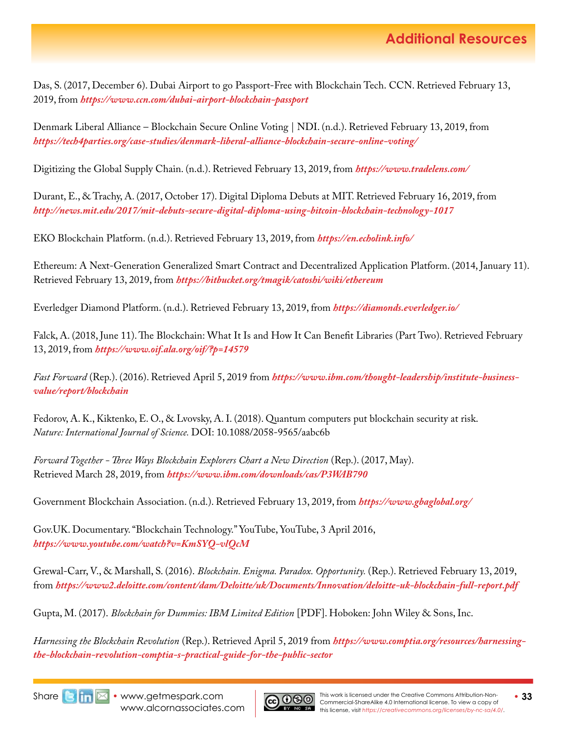## Additional Resources

Das, S. (2017, December 6). Dubai Airport to go Passport-Free with Blockchain Tech. CCN. Retrieved February 13, 2019, from ***https://www.ccn.com/dubai-airport-blockchain-passport***

Denmark Liberal Alliance – Blockchain Secure Online Voting | NDI. (n.d.). Retrieved February 13, 2019, from ***https://tech4parties.org/case-studies/denmark-liberal-alliance-blockchain-secure-online-voting/***

Digitizing the Global Supply Chain. (n.d.). Retrieved February 13, 2019, from ***https://www.tradelens.com/***

Durant, E., & Trachy, A. (2017, October 17). Digital Diploma Debuts at MIT. Retrieved February 16, 2019, from ***http://news.mit.edu/2017/mit-debuts-secure-digital-diploma-using-bitcoin-blockchain-technology-1017***

EKO Blockchain Platform. (n.d.). Retrieved February 13, 2019, from ***https://en.echolink.info/***

Ethereum: A Next-Generation Generalized Smart Contract and Decentralized Application Platform. (2014, January 11). Retrieved February 13, 2019, from ***https://bitbucket.org/tmagik/catoshi/wiki/ethereum***

Everledger Diamond Platform. (n.d.). Retrieved February 13, 2019, from ***https://diamonds.everledger.io/***

Falck, A. (2018, June 11). The Blockchain: What It Is and How It Can Benefit Libraries (Part Two). Retrieved February 13, 2019, from ***https://www.oif.ala.org/oif/?p=14579***

*Fast Forward* (Rep.). (2016). Retrieved April 5, 2019 from ***https://www.ibm.com/thought-leadership/institute-business-value/report/blockchain***

Fedorov, A. K., Kiktenko, E. O., & Lvovsky, A. I. (2018). Quantum computers put blockchain security at risk. *Nature: International Journal of Science.* DOI: 10.1088/2058-9565/aabc6b

*Forward Together - Three Ways Blockchain Explorers Chart a New Direction* (Rep.). (2017, May). Retrieved March 28, 2019, from ***https://www.ibm.com/downloads/cas/P3WAB790***

Government Blockchain Association. (n.d.). Retrieved February 13, 2019, from ***https://www.gbaglobal.org/***

Gov.UK. Documentary. "Blockchain Technology." YouTube, YouTube, 3 April 2016, ***https://www.youtube.com/watch?v=KmSYQ-vlQcM***

Grewal-Carr, V., & Marshall, S. (2016). *Blockchain. Enigma. Paradox. Opportunity.* (Rep.). Retrieved February 13, 2019, from ***https://www2.deloitte.com/content/dam/Deloitte/uk/Documents/Innovation/deloitte-uk-blockchain-full-report.pdf***

Gupta, M. (2017). *Blockchain for Dummies: IBM Limited Edition* [PDF]. Hoboken: John Wiley & Sons, Inc.

*Harnessing the Blockchain Revolution* (Rep.). Retrieved April 5, 2019 from ***https://www.comptia.org/resources/harnessing-the-blockchain-revolution-comptia-s-practical-guide-for-the-public-sector***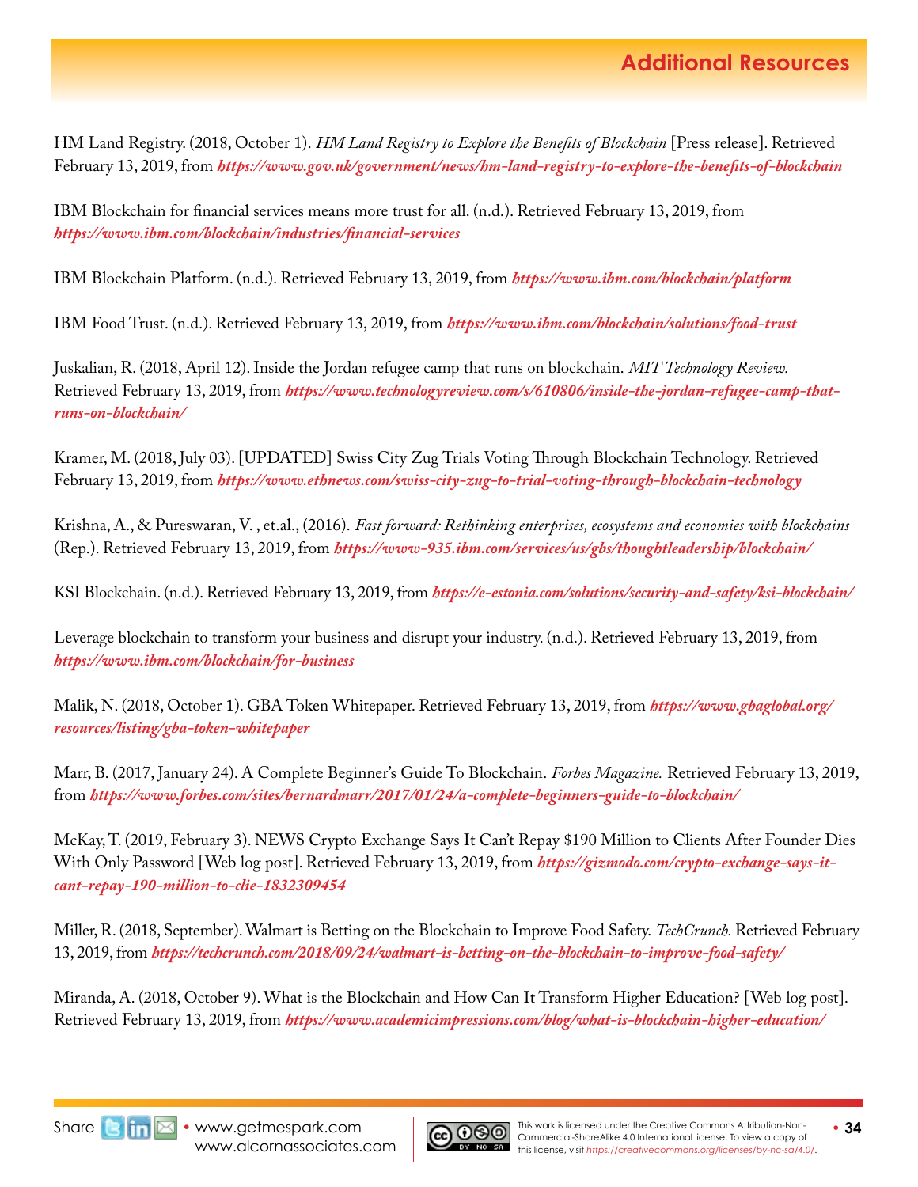## Additional Resources

HM Land Registry. (2018, October 1). *HM Land Registry to Explore the Benefits of Blockchain* [Press release]. Retrieved February 13, 2019, from ***https://www.gov.uk/government/news/hm-land-registry-to-explore-the-benefits-of-blockchain***

IBM Blockchain for financial services means more trust for all. (n.d.). Retrieved February 13, 2019, from ***https://www.ibm.com/blockchain/industries/financial-services***

IBM Blockchain Platform. (n.d.). Retrieved February 13, 2019, from ***https://www.ibm.com/blockchain/platform***

IBM Food Trust. (n.d.). Retrieved February 13, 2019, from ***https://www.ibm.com/blockchain/solutions/food-trust***

Juskalian, R. (2018, April 12). Inside the Jordan refugee camp that runs on blockchain. *MIT Technology Review.* Retrieved February 13, 2019, from ***https://www.technologyreview.com/s/610806/inside-the-jordan-refugee-camp-that-runs-on-blockchain/***

Kramer, M. (2018, July 03). [UPDATED] Swiss City Zug Trials Voting Through Blockchain Technology. Retrieved February 13, 2019, from ***https://www.ethnews.com/swiss-city-zug-to-trial-voting-through-blockchain-technology***

Krishna, A., & Pureswaran, V. , et.al., (2016). *Fast forward: Rethinking enterprises, ecosystems and economies with blockchains* (Rep.). Retrieved February 13, 2019, from ***https://www-935.ibm.com/services/us/gbs/thoughtleadership/blockchain/***

KSI Blockchain. (n.d.). Retrieved February 13, 2019, from ***https://e-estonia.com/solutions/security-and-safety/ksi-blockchain/***

Leverage blockchain to transform your business and disrupt your industry. (n.d.). Retrieved February 13, 2019, from ***https://www.ibm.com/blockchain/for-business***

Malik, N. (2018, October 1). GBA Token Whitepaper. Retrieved February 13, 2019, from ***https://www.gbaglobal.org/resources/listing/gba-token-whitepaper***

Marr, B. (2017, January 24). A Complete Beginner's Guide To Blockchain. *Forbes Magazine.* Retrieved February 13, 2019, from ***https://www.forbes.com/sites/bernardmarr/2017/01/24/a-complete-beginners-guide-to-blockchain/***

McKay, T. (2019, February 3). NEWS Crypto Exchange Says It Can't Repay $190 Million to Clients After Founder Dies With Only Password [Web log post]. Retrieved February 13, 2019, from ***https://gizmodo.com/crypto-exchange-says-it-cant-repay-190-million-to-clie-1832309454***

Miller, R. (2018, September). Walmart is Betting on the Blockchain to Improve Food Safety. *TechCrunch.* Retrieved February 13, 2019, from ***https://techcrunch.com/2018/09/24/walmart-is-betting-on-the-blockchain-to-improve-food-safety/***

Miranda, A. (2018, October 9). What is the Blockchain and How Can It Transform Higher Education? [Web log post]. Retrieved February 13, 2019, from ***https://www.academicimpressions.com/blog/what-is-blockchain-higher-education/***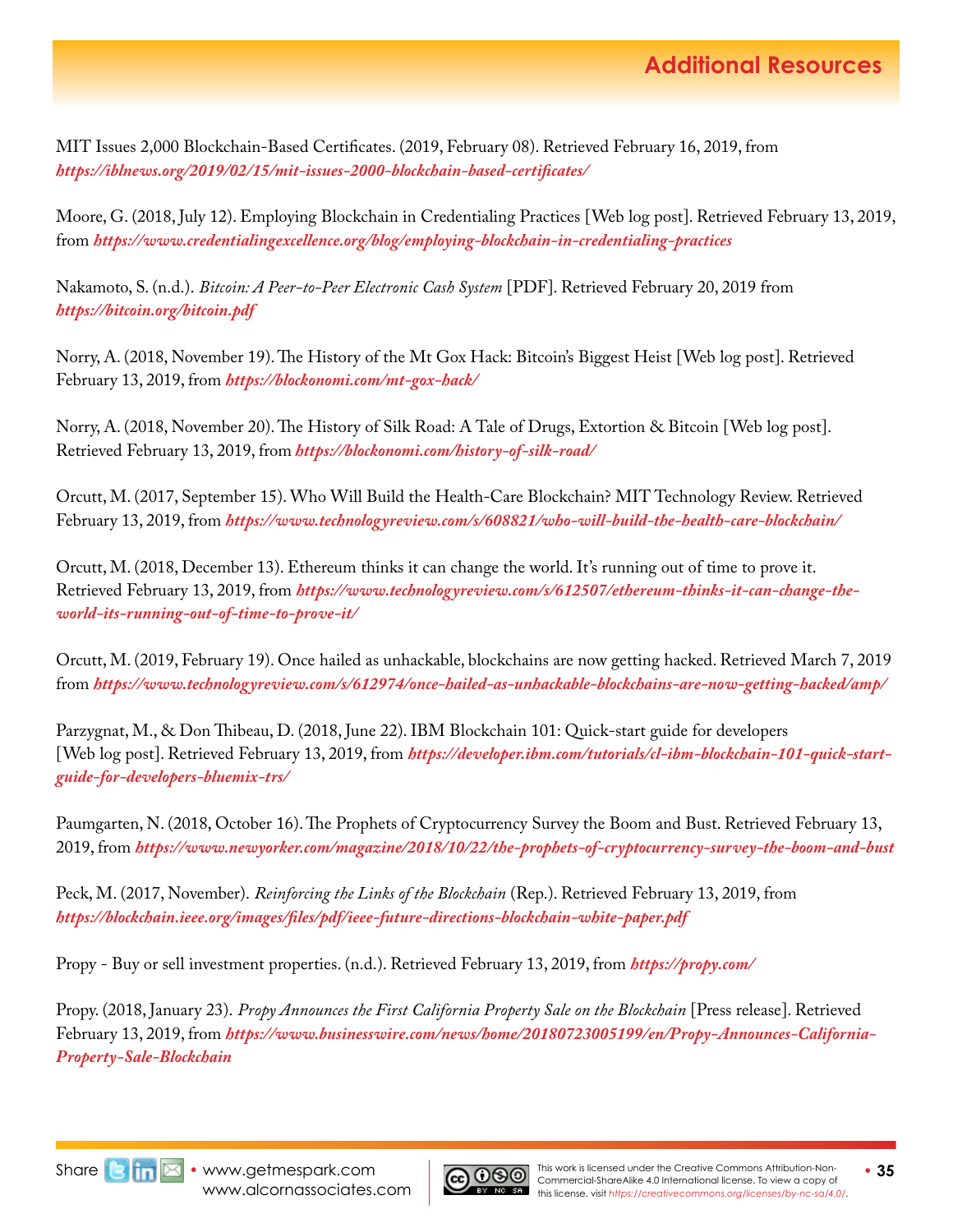## Additional Resources

MIT Issues 2,000 Blockchain-Based Certificates. (2019, February 08). Retrieved February 16, 2019, from ***https://iblnews.org/2019/02/15/mit-issues-2000-blockchain-based-certificates/***

Moore, G. (2018, July 12). Employing Blockchain in Credentialing Practices [Web log post]. Retrieved February 13, 2019, from ***https://www.credentialingexcellence.org/blog/employing-blockchain-in-credentialing-practices***

Nakamoto, S. (n.d.). *Bitcoin: A Peer-to-Peer Electronic Cash System* [PDF]. Retrieved February 20, 2019 from ***https://bitcoin.org/bitcoin.pdf***

Norry, A. (2018, November 19). The History of the Mt Gox Hack: Bitcoin's Biggest Heist [Web log post]. Retrieved February 13, 2019, from ***https://blockonomi.com/mt-gox-hack/***

Norry, A. (2018, November 20). The History of Silk Road: A Tale of Drugs, Extortion & Bitcoin [Web log post]. Retrieved February 13, 2019, from ***https://blockonomi.com/history-of-silk-road/***

Orcutt, M. (2017, September 15). Who Will Build the Health-Care Blockchain? MIT Technology Review. Retrieved February 13, 2019, from ***https://www.technologyreview.com/s/608821/who-will-build-the-health-care-blockchain/***

Orcutt, M. (2018, December 13). Ethereum thinks it can change the world. It's running out of time to prove it. Retrieved February 13, 2019, from ***https://www.technologyreview.com/s/612507/ethereum-thinks-it-can-change-the-world-its-running-out-of-time-to-prove-it/***

Orcutt, M. (2019, February 19). Once hailed as unhackable, blockchains are now getting hacked. Retrieved March 7, 2019 from ***https://www.technologyreview.com/s/612974/once-hailed-as-unhackable-blockchains-are-now-getting-hacked/amp/***

Parzygnat, M., & Don Thibeau, D. (2018, June 22). IBM Blockchain 101: Quick-start guide for developers [Web log post]. Retrieved February 13, 2019, from ***https://developer.ibm.com/tutorials/cl-ibm-blockchain-101-quick-start-guide-for-developers-bluemix-trs/***

Paumgarten, N. (2018, October 16). The Prophets of Cryptocurrency Survey the Boom and Bust. Retrieved February 13, 2019, from ***https://www.newyorker.com/magazine/2018/10/22/the-prophets-of-cryptocurrency-survey-the-boom-and-bust***

Peck, M. (2017, November). *Reinforcing the Links of the Blockchain* (Rep.). Retrieved February 13, 2019, from ***https://blockchain.ieee.org/images/files/pdf/ieee-future-directions-blockchain-white-paper.pdf***

Propy - Buy or sell investment properties. (n.d.). Retrieved February 13, 2019, from ***https://propy.com/***

Propy. (2018, January 23). *Propy Announces the First California Property Sale on the Blockchain* [Press release]. Retrieved February 13, 2019, from ***https://www.businesswire.com/news/home/20180723005199/en/Propy-Announces-California-Property-Sale-Blockchain***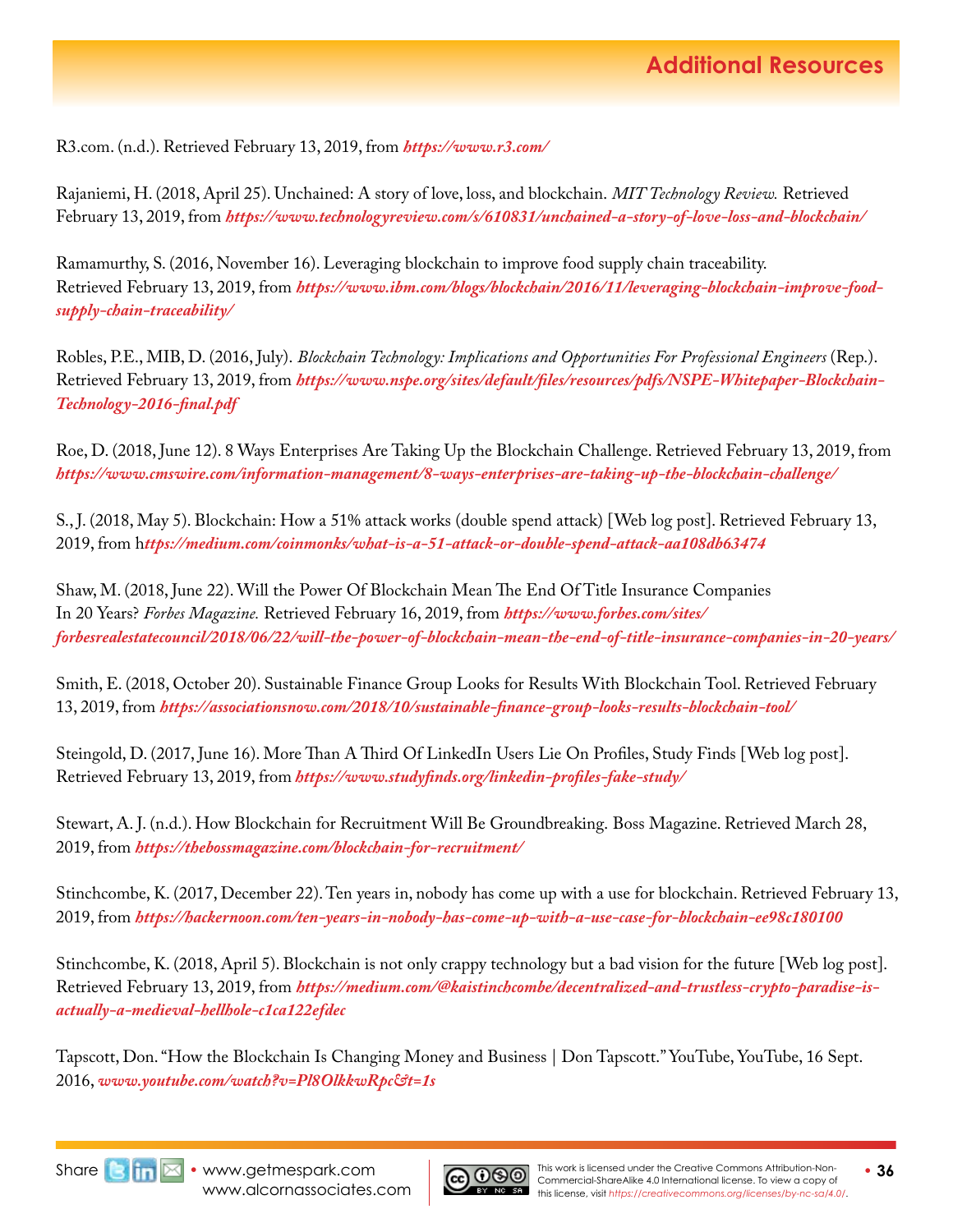## Additional Resources

R3.com. (n.d.). Retrieved February 13, 2019, from ***https://www.r3.com/***

Rajaniemi, H. (2018, April 25). Unchained: A story of love, loss, and blockchain. *MIT Technology Review.* Retrieved February 13, 2019, from ***https://www.technologyreview.com/s/610831/unchained-a-story-of-love-loss-and-blockchain/***

Ramamurthy, S. (2016, November 16). Leveraging blockchain to improve food supply chain traceability. Retrieved February 13, 2019, from ***https://www.ibm.com/blogs/blockchain/2016/11/leveraging-blockchain-improve-food-supply-chain-traceability/***

Robles, P.E., MIB, D. (2016, July). *Blockchain Technology: Implications and Opportunities For Professional Engineers* (Rep.). Retrieved February 13, 2019, from ***https://www.nspe.org/sites/default/files/resources/pdfs/NSPE-Whitepaper-Blockchain-Technology-2016-final.pdf***

Roe, D. (2018, June 12). 8 Ways Enterprises Are Taking Up the Blockchain Challenge. Retrieved February 13, 2019, from ***https://www.cmswire.com/information-management/8-ways-enterprises-are-taking-up-the-blockchain-challenge/***

S., J. (2018, May 5). Blockchain: How a 51% attack works (double spend attack) [Web log post]. Retrieved February 13, 2019, from h***ttps://medium.com/coinmonks/what-is-a-51-attack-or-double-spend-attack-aa108db63474***

Shaw, M. (2018, June 22). Will the Power Of Blockchain Mean The End Of Title Insurance Companies In 20 Years? *Forbes Magazine.* Retrieved February 16, 2019, from ***https://www.forbes.com/sites/forbesrealestatecouncil/2018/06/22/will-the-power-of-blockchain-mean-the-end-of-title-insurance-companies-in-20-years/***

Smith, E. (2018, October 20). Sustainable Finance Group Looks for Results With Blockchain Tool. Retrieved February 13, 2019, from ***https://associationsnow.com/2018/10/sustainable-finance-group-looks-results-blockchain-tool/***

Steingold, D. (2017, June 16). More Than A Third Of LinkedIn Users Lie On Profiles, Study Finds [Web log post]. Retrieved February 13, 2019, from ***https://www.studyfinds.org/linkedin-profiles-fake-study/***

Stewart, A. J. (n.d.). How Blockchain for Recruitment Will Be Groundbreaking. Boss Magazine. Retrieved March 28, 2019, from ***https://thebossmagazine.com/blockchain-for-recruitment/***

Stinchcombe, K. (2017, December 22). Ten years in, nobody has come up with a use for blockchain. Retrieved February 13, 2019, from ***https://hackernoon.com/ten-years-in-nobody-has-come-up-with-a-use-case-for-blockchain-ee98c180100***

Stinchcombe, K. (2018, April 5). Blockchain is not only crappy technology but a bad vision for the future [Web log post]. Retrieved February 13, 2019, from ***https://medium.com/@kaistinchcombe/decentralized-and-trustless-crypto-paradise-is-actually-a-medieval-hellhole-c1ca122efdec***

Tapscott, Don. "How the Blockchain Is Changing Money and Business | Don Tapscott." YouTube, YouTube, 16 Sept. 2016, ***www.youtube.com/watch?v=Pl8OlkkwRpc&t=1s***

Share • www.getmespark.com www.alcornassociates.com

This work is licensed under the Creative Commons Attribution-Non-Commercial-ShareAlike 4.0 International license. To view a copy of this license, visit *https://creativecommons.org/licenses/by-nc-sa/4.0/*.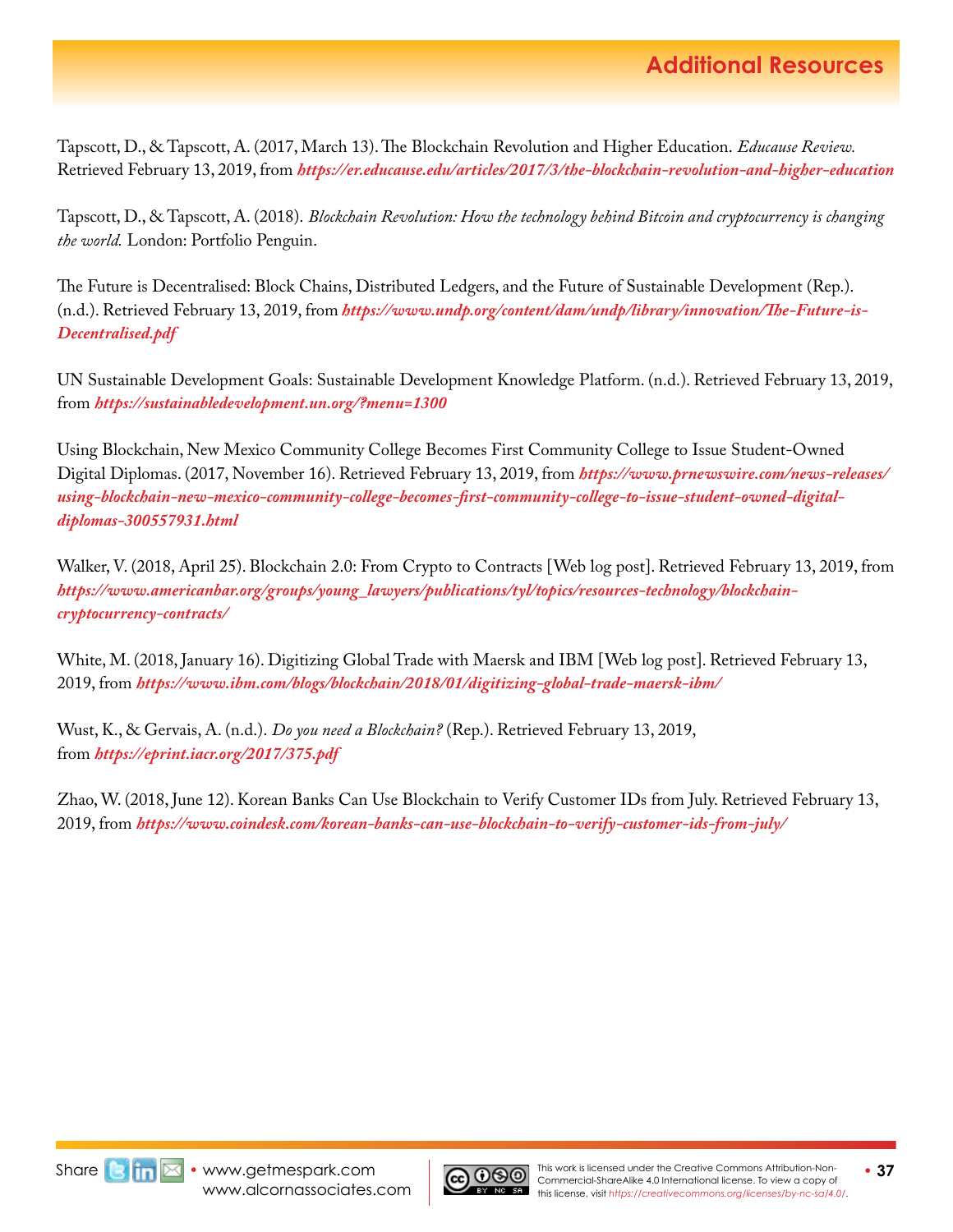# Additional Resources

Tapscott, D., & Tapscott, A. (2017, March 13). The Blockchain Revolution and Higher Education. *Educause Review.* Retrieved February 13, 2019, from ***https://er.educause.edu/articles/2017/3/the-blockchain-revolution-and-higher-education***

Tapscott, D., & Tapscott, A. (2018). *Blockchain Revolution: How the technology behind Bitcoin and cryptocurrency is changing the world.* London: Portfolio Penguin.

The Future is Decentralised: Block Chains, Distributed Ledgers, and the Future of Sustainable Development (Rep.). (n.d.). Retrieved February 13, 2019, from ***https://www.undp.org/content/dam/undp/library/innovation/The-Future-is-Decentralised.pdf***

UN Sustainable Development Goals: Sustainable Development Knowledge Platform. (n.d.). Retrieved February 13, 2019, from ***https://sustainabledevelopment.un.org/?menu=1300***

Using Blockchain, New Mexico Community College Becomes First Community College to Issue Student-Owned Digital Diplomas. (2017, November 16). Retrieved February 13, 2019, from ***https://www.prnewswire.com/news-releases/using-blockchain-new-mexico-community-college-becomes-first-community-college-to-issue-student-owned-digital-diplomas-300557931.html***

Walker, V. (2018, April 25). Blockchain 2.0: From Crypto to Contracts [Web log post]. Retrieved February 13, 2019, from ***https://www.americanbar.org/groups/young_lawyers/publications/tyl/topics/resources-technology/blockchain-cryptocurrency-contracts/***

White, M. (2018, January 16). Digitizing Global Trade with Maersk and IBM [Web log post]. Retrieved February 13, 2019, from ***https://www.ibm.com/blogs/blockchain/2018/01/digitizing-global-trade-maersk-ibm/***

Wust, K., & Gervais, A. (n.d.). *Do you need a Blockchain?* (Rep.). Retrieved February 13, 2019, from ***https://eprint.iacr.org/2017/375.pdf***

Zhao, W. (2018, June 12). Korean Banks Can Use Blockchain to Verify Customer IDs from July. Retrieved February 13, 2019, from ***https://www.coindesk.com/korean-banks-can-use-blockchain-to-verify-customer-ids-from-july/***

Share • www.getmespark.com www.alcornassociates.com

This work is licensed under the Creative Commons Attribution-Non-Commercial-ShareAlike 4.0 International license. To view a copy of this license, visit *https://creativecommons.org/licenses/by-nc-sa/4.0/*.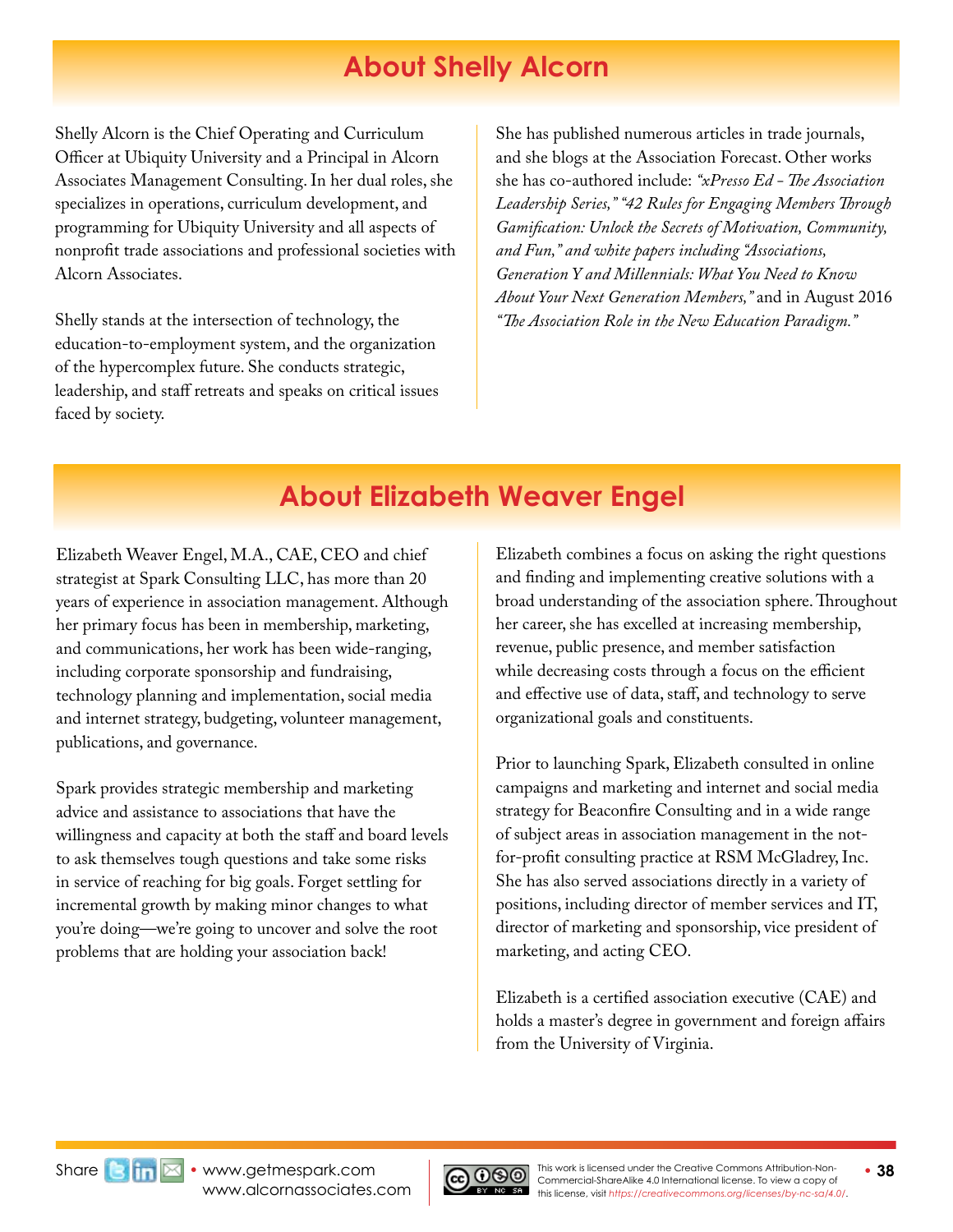## About Shelly Alcorn

Shelly Alcorn is the Chief Operating and Curriculum Officer at Ubiquity University and a Principal in Alcorn Associates Management Consulting. In her dual roles, she specializes in operations, curriculum development, and programming for Ubiquity University and all aspects of nonprofit trade associations and professional societies with Alcorn Associates.

Shelly stands at the intersection of technology, the education-to-employment system, and the organization of the hypercomplex future. She conducts strategic, leadership, and staff retreats and speaks on critical issues faced by society.

She has published numerous articles in trade journals, and she blogs at the Association Forecast. Other works she has co-authored include: *"xPresso Ed - The Association Leadership Series," "42 Rules for Engaging Members Through Gamification: Unlock the Secrets of Motivation, Community, and Fun," and white papers including "Associations, Generation Y and Millennials: What You Need to Know About Your Next Generation Members,"* and in August 2016 *"The Association Role in the New Education Paradigm."*

## About Elizabeth Weaver Engel

Elizabeth Weaver Engel, M.A., CAE, CEO and chief strategist at Spark Consulting LLC, has more than 20 years of experience in association management. Although her primary focus has been in membership, marketing, and communications, her work has been wide-ranging, including corporate sponsorship and fundraising, technology planning and implementation, social media and internet strategy, budgeting, volunteer management, publications, and governance.

Spark provides strategic membership and marketing advice and assistance to associations that have the willingness and capacity at both the staff and board levels to ask themselves tough questions and take some risks in service of reaching for big goals. Forget settling for incremental growth by making minor changes to what you're doing—we're going to uncover and solve the root problems that are holding your association back!

Elizabeth combines a focus on asking the right questions and finding and implementing creative solutions with a broad understanding of the association sphere. Throughout her career, she has excelled at increasing membership, revenue, public presence, and member satisfaction while decreasing costs through a focus on the efficient and effective use of data, staff, and technology to serve organizational goals and constituents.

Prior to launching Spark, Elizabeth consulted in online campaigns and marketing and internet and social media strategy for Beaconfire Consulting and in a wide range of subject areas in association management in the not-for-profit consulting practice at RSM McGladrey, Inc. She has also served associations directly in a variety of positions, including director of member services and IT, director of marketing and sponsorship, vice president of marketing, and acting CEO.

Elizabeth is a certified association executive (CAE) and holds a master's degree in government and foreign affairs from the University of Virginia.

Share • www.getmespark.com www.alcornassociates.com

This work is licensed under the Creative Commons Attribution-Non-Commercial-ShareAlike 4.0 International license. To view a copy of this license, visit https://creativecommons.org/licenses/by-nc-sa/4.0/.